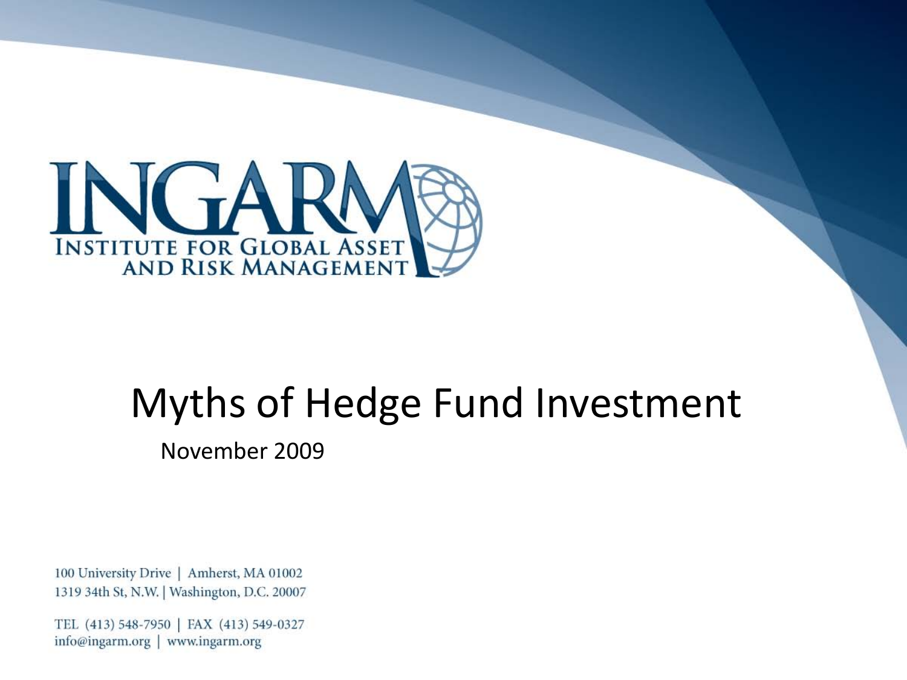INGARM

INSTITUTE FOR GLOBAL ASSET AND RISK MANAGEMENT

# Myths of Hedge Fund Investment

November 2009

100 University Drive | Amherst, MA 01002
1319 34th St, N.W. | Washington, D.C. 20007

TEL (413) 548-7950 | FAX (413) 549-0327
info@ingarm.org | www.ingarm.org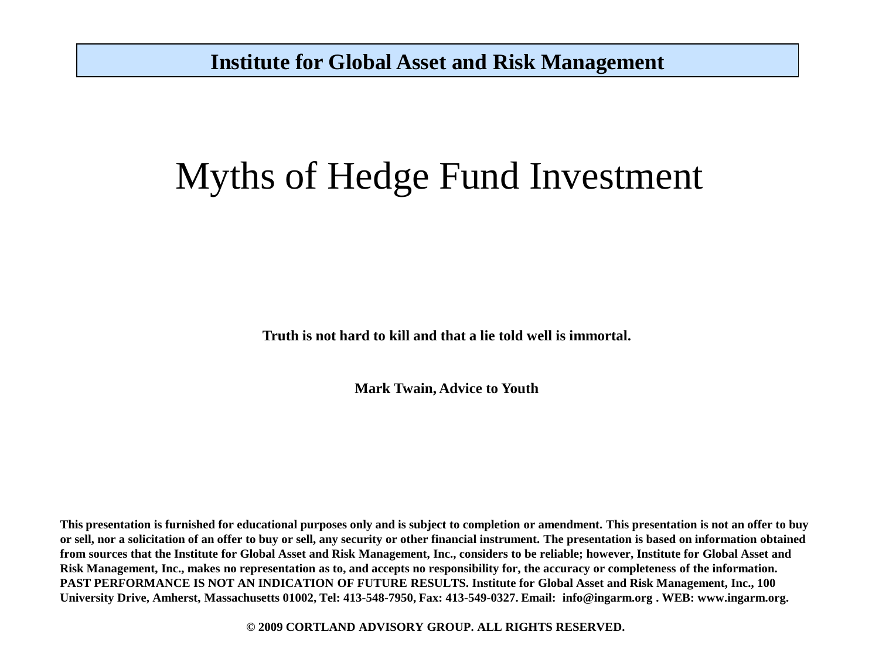**Institute for Global Asset and Risk Management**

# Myths of Hedge Fund Investment

**Truth is not hard to kill and that a lie told well is immortal.**

**Mark Twain, Advice to Youth**

**This presentation is furnished for educational purposes only and is subject to completion or amendment. This presentation is not an offer to buy or sell, nor a solicitation of an offer to buy or sell, any security or other financial instrument. The presentation is based on information obtained from sources that the Institute for Global Asset and Risk Management, Inc., considers to be reliable; however, Institute for Global Asset and Risk Management, Inc., makes no representation as to, and accepts no responsibility for, the accuracy or completeness of the information. PAST PERFORMANCE IS NOT AN INDICATION OF FUTURE RESULTS. Institute for Global Asset and Risk Management, Inc., 100 University Drive, Amherst, Massachusetts 01002, Tel: 413-548-7950, Fax: 413-549-0327. Email: info@ingarm.org . WEB: www.ingarm.org.**

**© 2009 CORTLAND ADVISORY GROUP. ALL RIGHTS RESERVED.**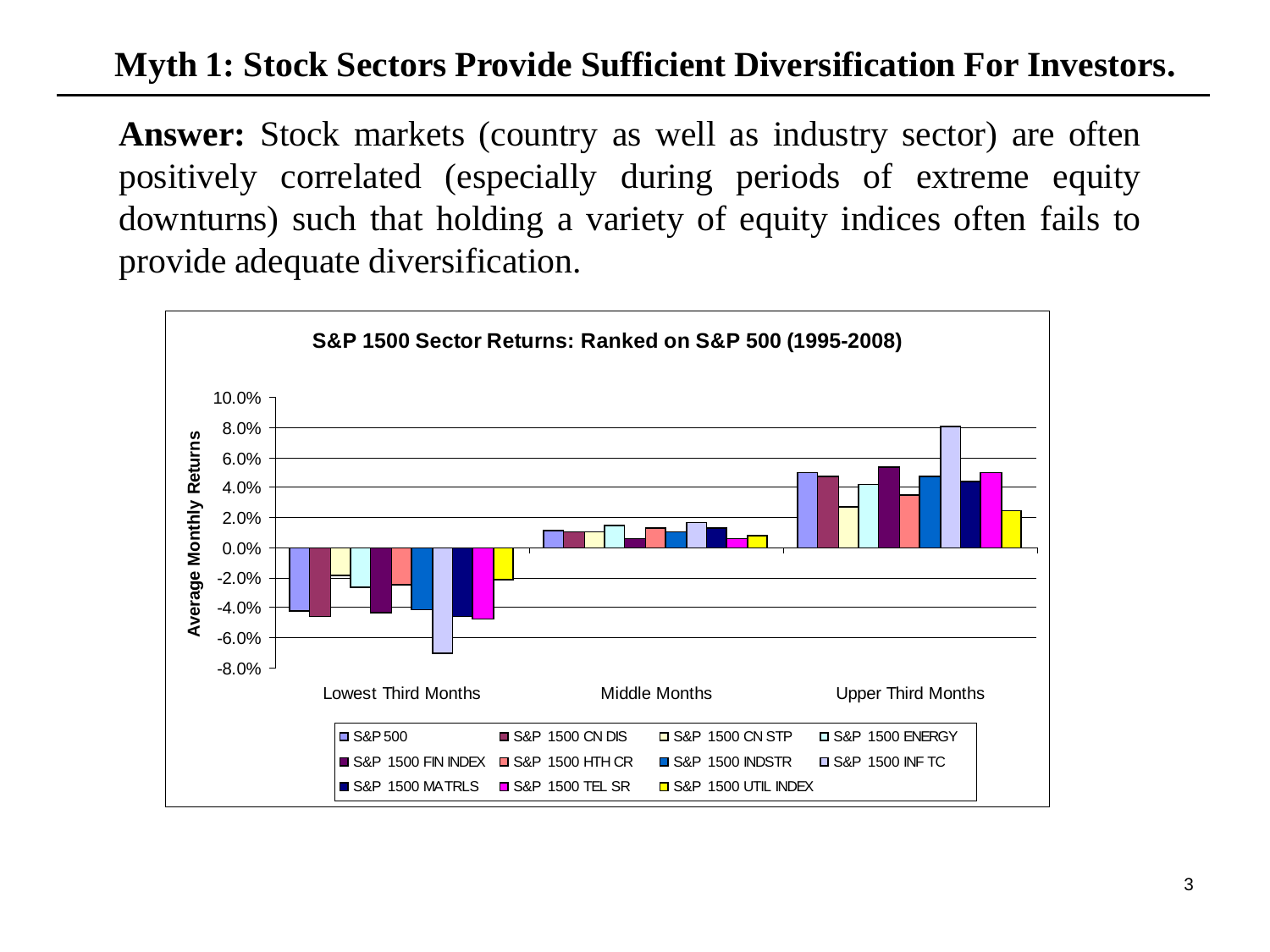## Myth 1: Stock Sectors Provide Sufficient Diversification For Investors.

**Answer:** Stock markets (country as well as industry sector) are often positively correlated (especially during periods of extreme equity downturns) such that holding a variety of equity indices often fails to provide adequate diversification.

**S&P 1500 Sector Returns: Ranked on S&P 500 (1995-2008)**

Average Monthly Returns

Lowest Third Months | Middle Months | Upper Third Months

S&P 500 | S&P 1500 CN DIS | S&P 1500 CN STP | S&P 1500 ENERGY | S&P 1500 FIN INDEX | S&P 1500 HTH CR | S&P 1500 INDSTR | S&P 1500 INF TC | S&P 1500 MATRLS | S&P 1500 TEL SR | S&P 1500 UTIL INDEX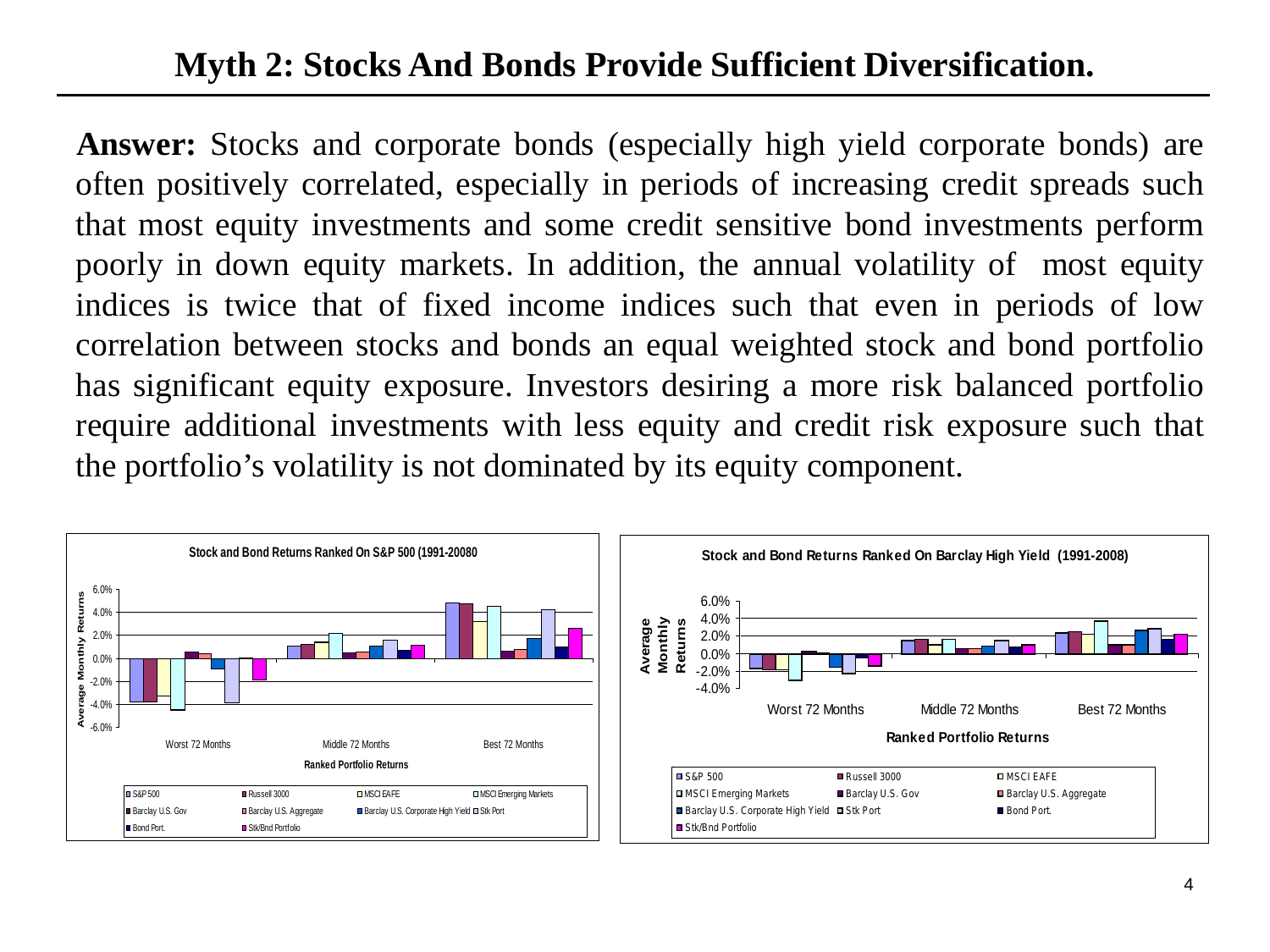# Myth 2: Stocks And Bonds Provide Sufficient Diversification.

**Answer:** Stocks and corporate bonds (especially high yield corporate bonds) are often positively correlated, especially in periods of increasing credit spreads such that most equity investments and some credit sensitive bond investments perform poorly in down equity markets. In addition, the annual volatility of most equity indices is twice that of fixed income indices such that even in periods of low correlation between stocks and bonds an equal weighted stock and bond portfolio has significant equity exposure. Investors desiring a more risk balanced portfolio require additional investments with less equity and credit risk exposure such that the portfolio's volatility is not dominated by its equity component.

**Stock and Bond Returns Ranked On S&P 500 (1991-20080**

Y-axis: Average Monthly Returns (-6.0% to 6.0%). X-axis: Ranked Portfolio Returns — Worst 72 Months, Middle 72 Months, Best 72 Months.

Legend: S&P 500, Russell 3000, MSCI EAFE, MSCI Emerging Markets, Barclay U.S. Gov, Barclay U.S. Aggregate, Barclay U.S. Corporate High Yield, Stk Port, Bond Port., Stk/Bnd Portfolio

**Stock and Bond Returns Ranked On Barclay High Yield (1991-2008)**

Y-axis: Average Monthly Returns (-4.0% to 6.0%). X-axis: Ranked Portfolio Returns — Worst 72 Months, Middle 72 Months, Best 72 Months.

Legend: S&P 500, Russell 3000, MSCI EAFE, MSCI Emerging Markets, Barclay U.S. Gov, Barclay U.S. Aggregate, Barclay U.S. Corporate High Yield, Stk Port, Bond Port., Stk/Bnd Portfolio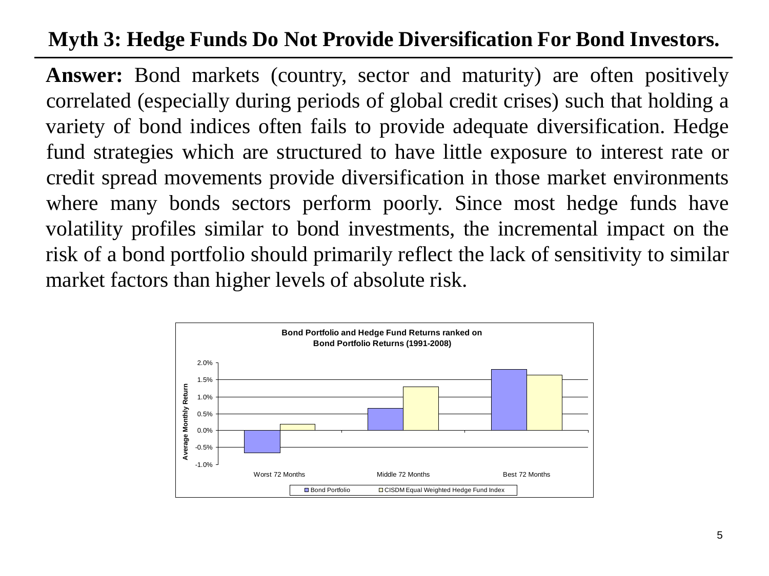# Myth 3: Hedge Funds Do Not Provide Diversification For Bond Investors.

**Answer:** Bond markets (country, sector and maturity) are often positively correlated (especially during periods of global credit crises) such that holding a variety of bond indices often fails to provide adequate diversification. Hedge fund strategies which are structured to have little exposure to interest rate or credit spread movements provide diversification in those market environments where many bonds sectors perform poorly. Since most hedge funds have volatility profiles similar to bond investments, the incremental impact on the risk of a bond portfolio should primarily reflect the lack of sensitivity to similar market factors than higher levels of absolute risk.

**Bond Portfolio and Hedge Fund Returns ranked on Bond Portfolio Returns (1991-2008)**

Average Monthly Return

| | Bond Portfolio | CISDM Equal Weighted Hedge Fund Index |
|---|---|---|
| Worst 72 Months | -0.7% | 0.2% |
| Middle 72 Months | 0.7% | 1.3% |
| Best 72 Months | 1.8% | 1.6% |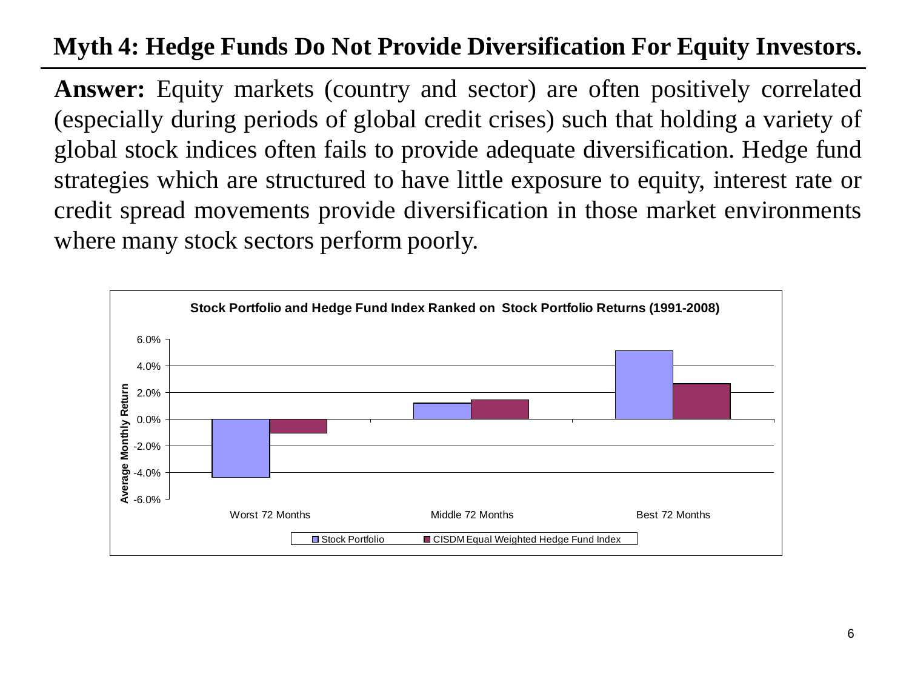# Myth 4: Hedge Funds Do Not Provide Diversification For Equity Investors.

**Answer:** Equity markets (country and sector) are often positively correlated (especially during periods of global credit crises) such that holding a variety of global stock indices often fails to provide adequate diversification. Hedge fund strategies which are structured to have little exposure to equity, interest rate or credit spread movements provide diversification in those market environments where many stock sectors perform poorly.

**Stock Portfolio and Hedge Fund Index Ranked on Stock Portfolio Returns (1991-2008)**

| | Worst 72 Months | Middle 72 Months | Best 72 Months |
|---|---|---|---|
| Stock Portfolio | -4.4% | 1.2% | 5.1% |
| CISDM Equal Weighted Hedge Fund Index | -1.1% | 1.5% | 2.7% |

Average Monthly Return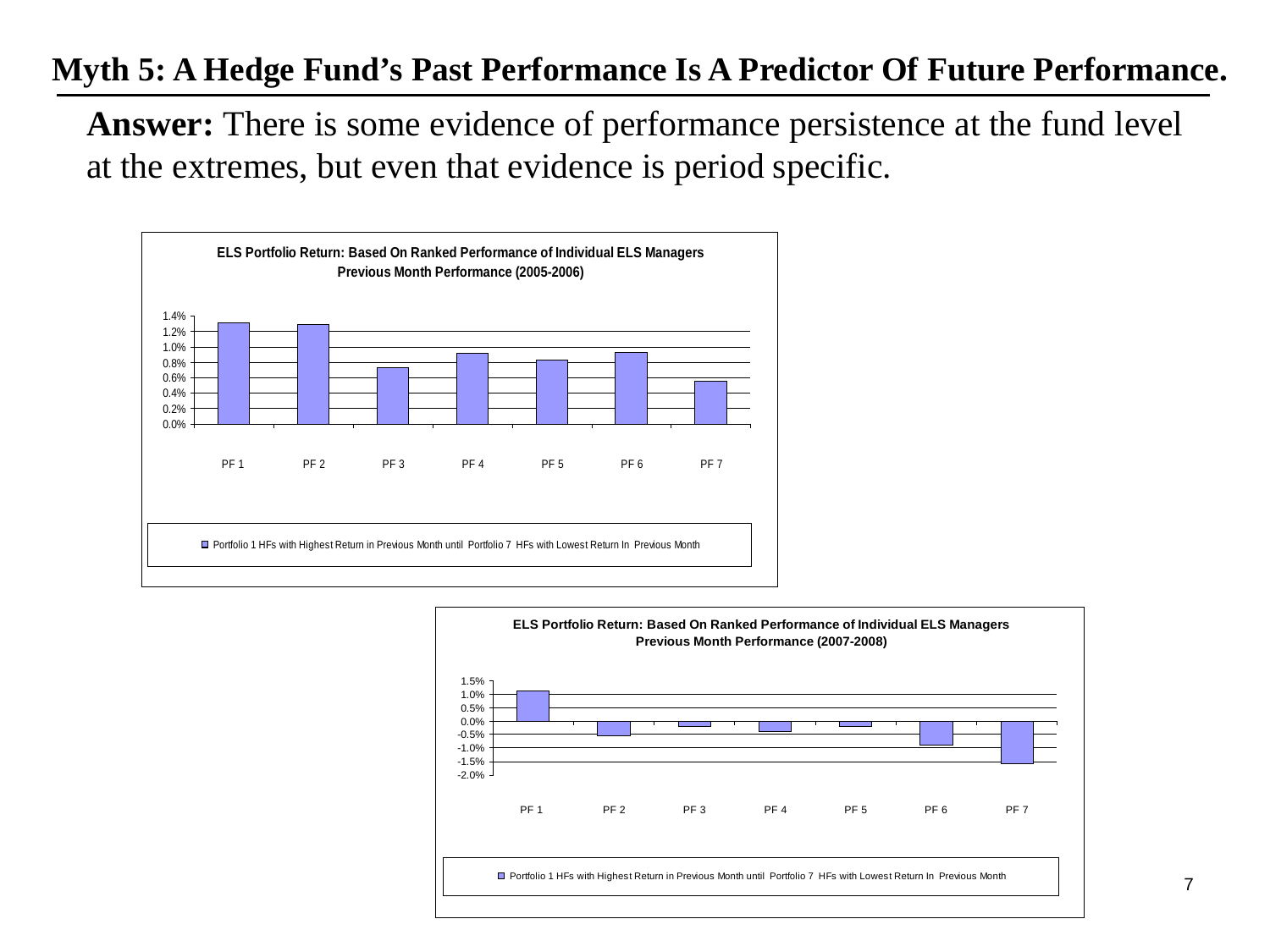## Myth 5: A Hedge Fund's Past Performance Is A Predictor Of Future Performance.

**Answer:** There is some evidence of performance persistence at the fund level at the extremes, but even that evidence is period specific.

**ELS Portfolio Return: Based On Ranked Performance of Individual ELS Managers Previous Month Performance (2005-2006)**

Portfolio 1 HFs with Highest Return in Previous Month until Portfolio 7 HFs with Lowest Return In Previous Month

**ELS Portfolio Return: Based On Ranked Performance of Individual ELS Managers Previous Month Performance (2007-2008)**

Portfolio 1 HFs with Highest Return in Previous Month until Portfolio 7 HFs with Lowest Return In Previous Month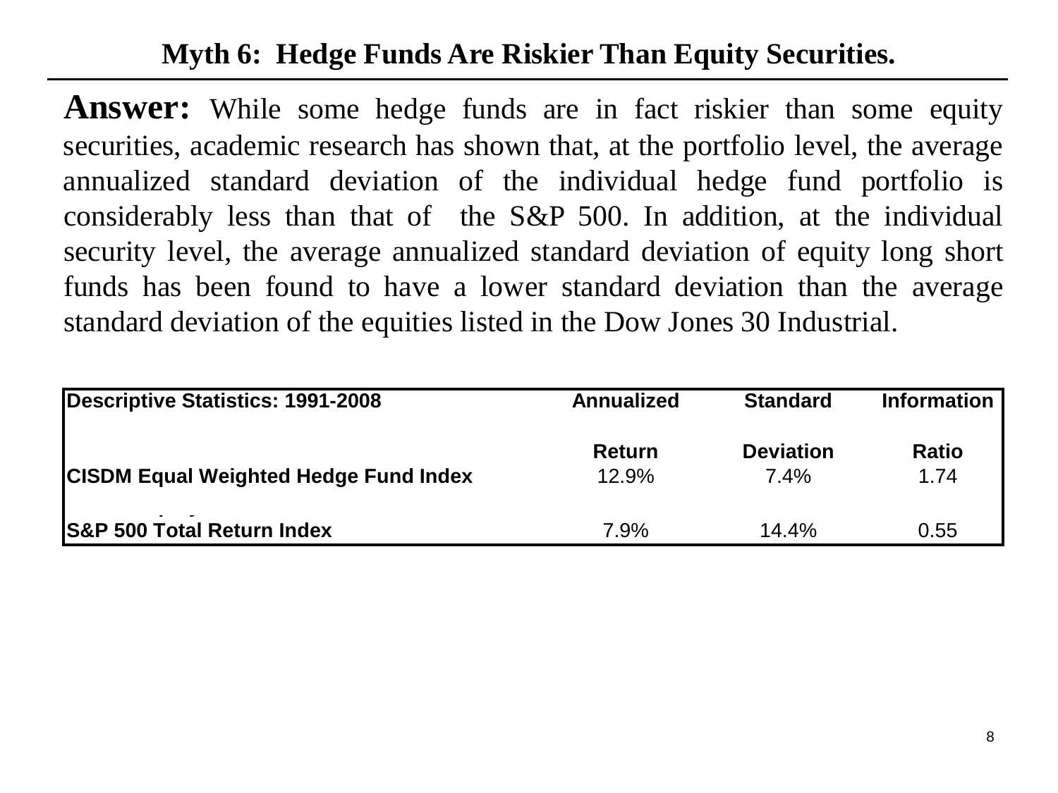## Myth 6: Hedge Funds Are Riskier Than Equity Securities.

**Answer:** While some hedge funds are in fact riskier than some equity securities, academic research has shown that, at the portfolio level, the average annualized standard deviation of the individual hedge fund portfolio is considerably less than that of the S&P 500. In addition, at the individual security level, the average annualized standard deviation of equity long short funds has been found to have a lower standard deviation than the average standard deviation of the equities listed in the Dow Jones 30 Industrial.

| Descriptive Statistics: 1991-2008 | Annualized Return | Standard Deviation | Information Ratio |
|---|---|---|---|
| CISDM Equal Weighted Hedge Fund Index | 12.9% | 7.4% | 1.74 |
| S&P 500 Total Return Index | 7.9% | 14.4% | 0.55 |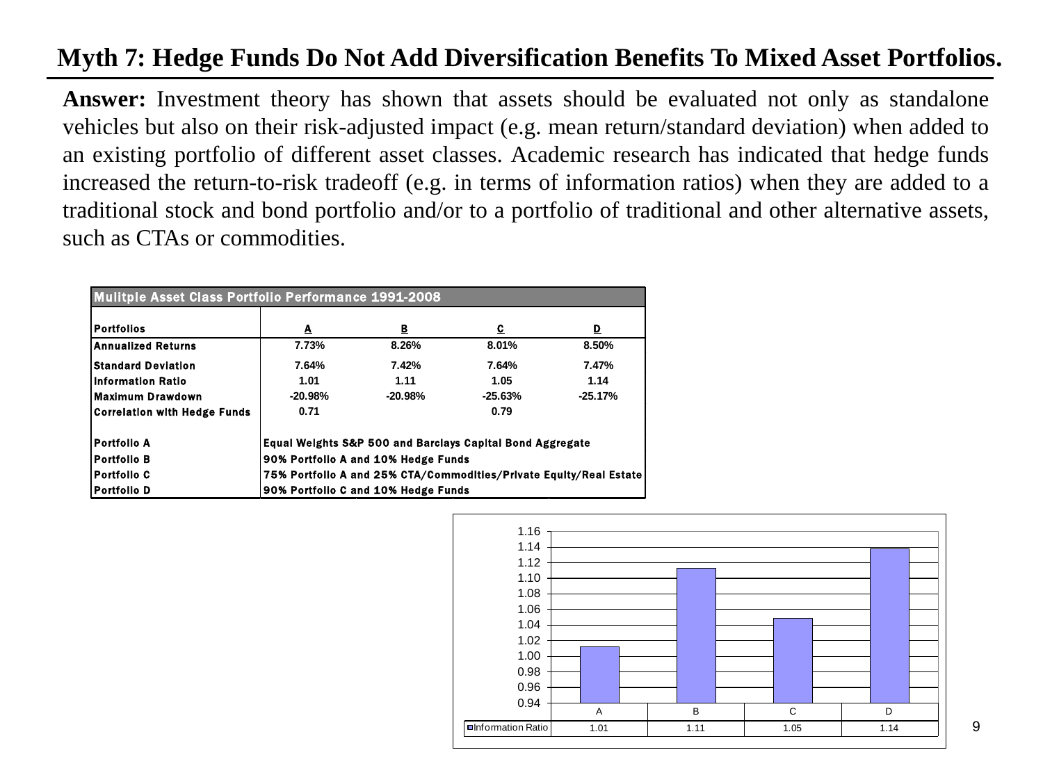# Myth 7: Hedge Funds Do Not Add Diversification Benefits To Mixed Asset Portfolios.

**Answer:** Investment theory has shown that assets should be evaluated not only as standalone vehicles but also on their risk-adjusted impact (e.g. mean return/standard deviation) when added to an existing portfolio of different asset classes. Academic research has indicated that hedge funds increased the return-to-risk tradeoff (e.g. in terms of information ratios) when they are added to a traditional stock and bond portfolio and/or to a portfolio of traditional and other alternative assets, such as CTAs or commodities.

**Mulitple Asset Class Portfolio Performance 1991-2008**

| Portfolios | A | B | C | D |
|---|---|---|---|---|
| Annualized Returns | 7.73% | 8.26% | 8.01% | 8.50% |
| Standard Deviation | 7.64% | 7.42% | 7.64% | 7.47% |
| Information Ratio | 1.01 | 1.11 | 1.05 | 1.14 |
| Maximum Drawdown | -20.98% | -20.98% | -25.63% | -25.17% |
| Correlation with Hedge Funds | 0.71 | | 0.79 | |

| | |
|---|---|
| Portfolio A | Equal Weights S&P 500 and Barclays Capital Bond Aggregate |
| Portfolio B | 90% Portfolio A and 10% Hedge Funds |
| Portfolio C | 75% Portfolio A and 25% CTA/Commodities/Private Equity/Real Estate |
| Portfolio D | 90% Portfolio C and 10% Hedge Funds |

| | A | B | C | D |
|---|---|---|---|---|
| Information Ratio | 1.01 | 1.11 | 1.05 | 1.14 |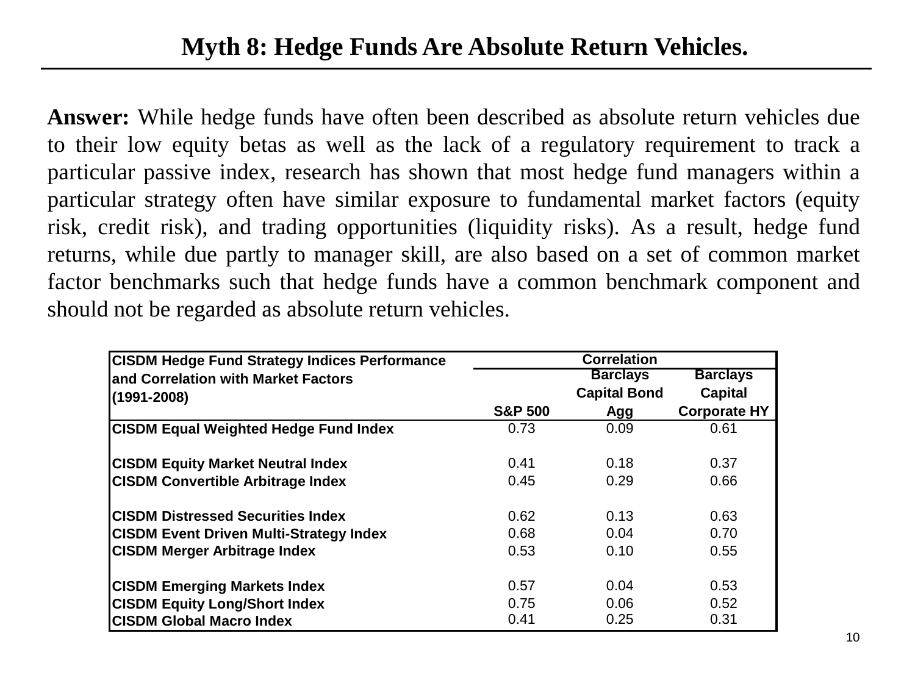# Myth 8: Hedge Funds Are Absolute Return Vehicles.

**Answer:** While hedge funds have often been described as absolute return vehicles due to their low equity betas as well as the lack of a regulatory requirement to track a particular passive index, research has shown that most hedge fund managers within a particular strategy often have similar exposure to fundamental market factors (equity risk, credit risk), and trading opportunities (liquidity risks). As a result, hedge fund returns, while due partly to manager skill, are also based on a set of common market factor benchmarks such that hedge funds have a common benchmark component and should not be regarded as absolute return vehicles.

| CISDM Hedge Fund Strategy Indices Performance and Correlation with Market Factors (1991-2008) | Correlation | | |
|---|---|---|---|
| | S&P 500 | Barclays Capital Bond Agg | Barclays Capital Corporate HY |
| CISDM Equal Weighted Hedge Fund Index | 0.73 | 0.09 | 0.61 |
| CISDM Equity Market Neutral Index | 0.41 | 0.18 | 0.37 |
| CISDM Convertible Arbitrage Index | 0.45 | 0.29 | 0.66 |
| CISDM Distressed Securities Index | 0.62 | 0.13 | 0.63 |
| CISDM Event Driven Multi-Strategy Index | 0.68 | 0.04 | 0.70 |
| CISDM Merger Arbitrage Index | 0.53 | 0.10 | 0.55 |
| CISDM Emerging Markets Index | 0.57 | 0.04 | 0.53 |
| CISDM Equity Long/Short Index | 0.75 | 0.06 | 0.52 |
| CISDM Global Macro Index | 0.41 | 0.25 | 0.31 |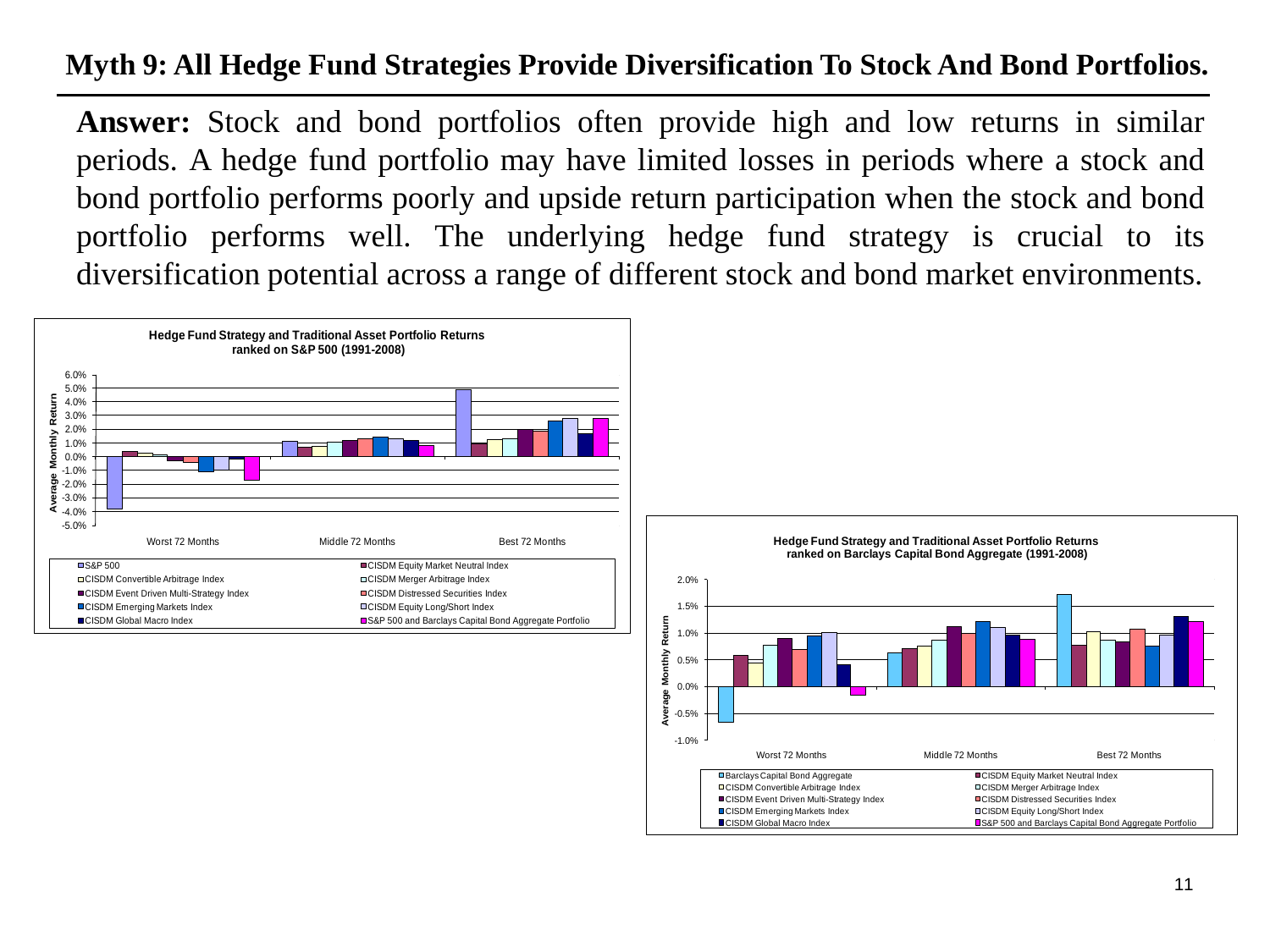# Myth 9: All Hedge Fund Strategies Provide Diversification To Stock And Bond Portfolios.

**Answer:** Stock and bond portfolios often provide high and low returns in similar periods. A hedge fund portfolio may have limited losses in periods where a stock and bond portfolio performs poorly and upside return participation when the stock and bond portfolio performs well. The underlying hedge fund strategy is crucial to its diversification potential across a range of different stock and bond market environments.

**Hedge Fund Strategy and Traditional Asset Portfolio Returns ranked on S&P 500 (1991-2008)**

Legend: S&P 500; CISDM Equity Market Neutral Index; CISDM Convertible Arbitrage Index; CISDM Merger Arbitrage Index; CISDM Event Driven Multi-Strategy Index; CISDM Distressed Securities Index; CISDM Emerging Markets Index; CISDM Equity Long/Short Index; CISDM Global Macro Index; S&P 500 and Barclays Capital Bond Aggregate Portfolio

Categories: Worst 72 Months; Middle 72 Months; Best 72 Months (Average Monthly Return)

**Hedge Fund Strategy and Traditional Asset Portfolio Returns ranked on Barclays Capital Bond Aggregate (1991-2008)**

Legend: Barclays Capital Bond Aggregate; CISDM Equity Market Neutral Index; CISDM Convertible Arbitrage Index; CISDM Merger Arbitrage Index; CISDM Event Driven Multi-Strategy Index; CISDM Distressed Securities Index; CISDM Emerging Markets Index; CISDM Equity Long/Short Index; CISDM Global Macro Index; S&P 500 and Barclays Capital Bond Aggregate Portfolio

Categories: Worst 72 Months; Middle 72 Months; Best 72 Months (Average Monthly Return)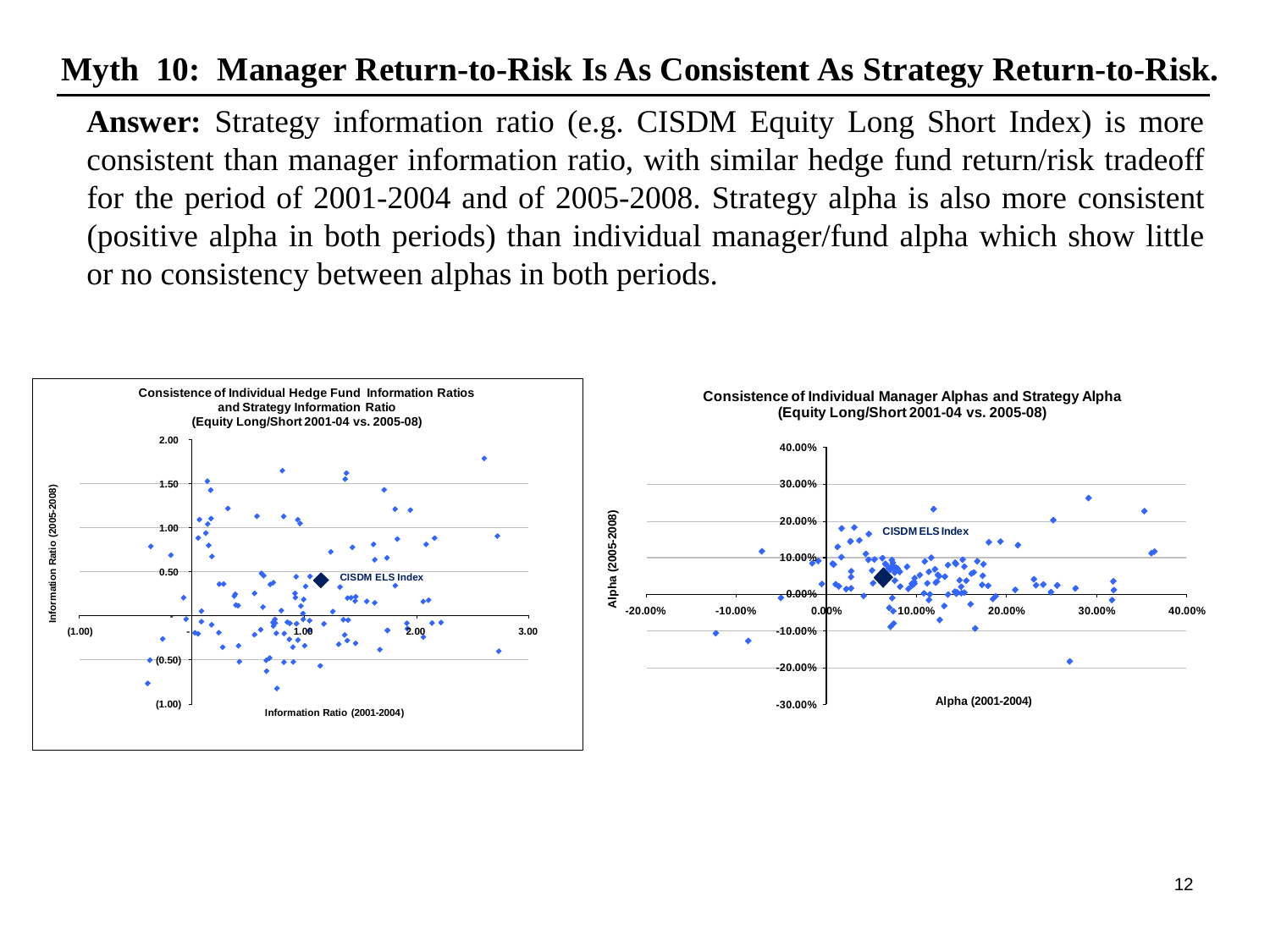# Myth 10: Manager Return-to-Risk Is As Consistent As Strategy Return-to-Risk.

**Answer:** Strategy information ratio (e.g. CISDM Equity Long Short Index) is more consistent than manager information ratio, with similar hedge fund return/risk tradeoff for the period of 2001-2004 and of 2005-2008. Strategy alpha is also more consistent (positive alpha in both periods) than individual manager/fund alpha which show little or no consistency between alphas in both periods.

**Consistence of Individual Hedge Fund Information Ratios and Strategy Information Ratio (Equity Long/Short 2001-04 vs. 2005-08)**

**Consistence of Individual Manager Alphas and Strategy Alpha (Equity Long/Short 2001-04 vs. 2005-08)**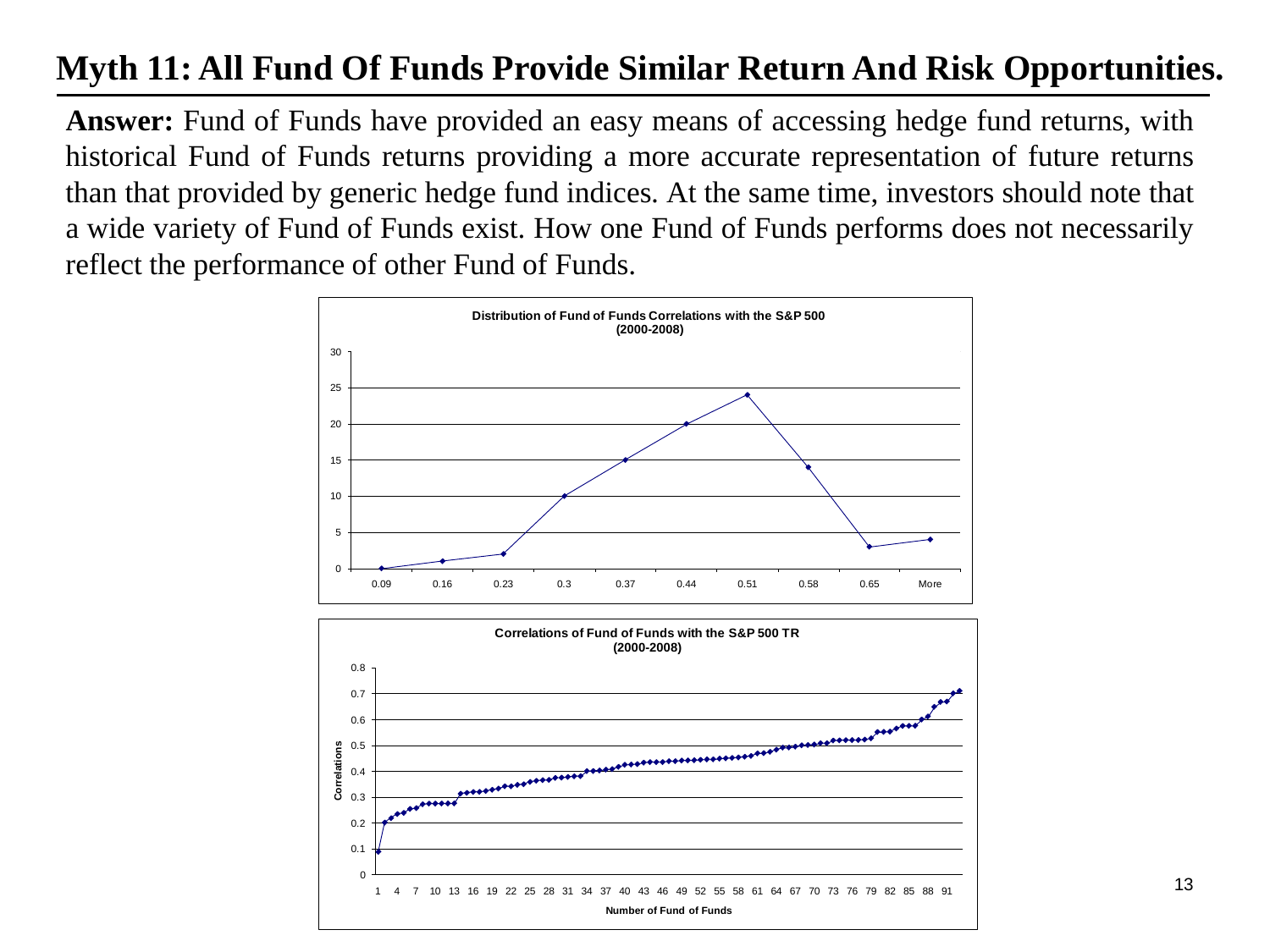# Myth 11: All Fund Of Funds Provide Similar Return And Risk Opportunities.

**Answer:** Fund of Funds have provided an easy means of accessing hedge fund returns, with historical Fund of Funds returns providing a more accurate representation of future returns than that provided by generic hedge fund indices. At the same time, investors should note that a wide variety of Fund of Funds exist. How one Fund of Funds performs does not necessarily reflect the performance of other Fund of Funds.

**Distribution of Fund of Funds Correlations with the S&P 500 (2000-2008)**

| Correlation | Number of Funds |
|---|---|
| 0.09 | 0 |
| 0.16 | 1 |
| 0.23 | 2 |
| 0.3 | 10 |
| 0.37 | 15 |
| 0.44 | 20 |
| 0.51 | 24 |
| 0.58 | 14 |
| 0.65 | 3 |
| More | 4 |

**Correlations of Fund of Funds with the S&P 500 TR (2000-2008)**

Y-axis: Correlations (0 to 0.8); X-axis: Number of Fund of Funds (1 to 93)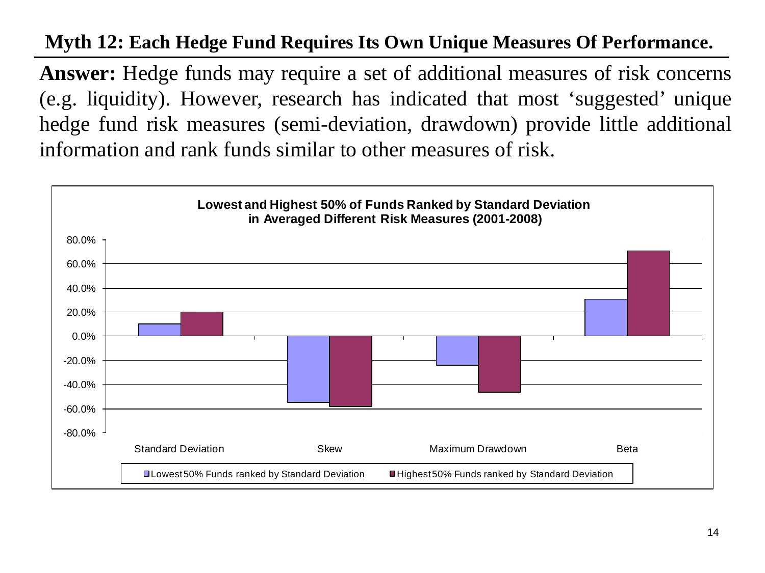## Myth 12: Each Hedge Fund Requires Its Own Unique Measures Of Performance.

**Answer:** Hedge funds may require a set of additional measures of risk concerns (e.g. liquidity). However, research has indicated that most 'suggested' unique hedge fund risk measures (semi-deviation, drawdown) provide little additional information and rank funds similar to other measures of risk.

**Lowest and Highest 50% of Funds Ranked by Standard Deviation in Averaged Different Risk Measures (2001-2008)**

| | Standard Deviation | Skew | Maximum Drawdown | Beta |
|---|---|---|---|---|
| Lowest 50% Funds ranked by Standard Deviation | ~10% | ~-55% | ~-24% | ~31% |
| Highest 50% Funds ranked by Standard Deviation | ~20% | ~-58% | ~-46% | ~71% |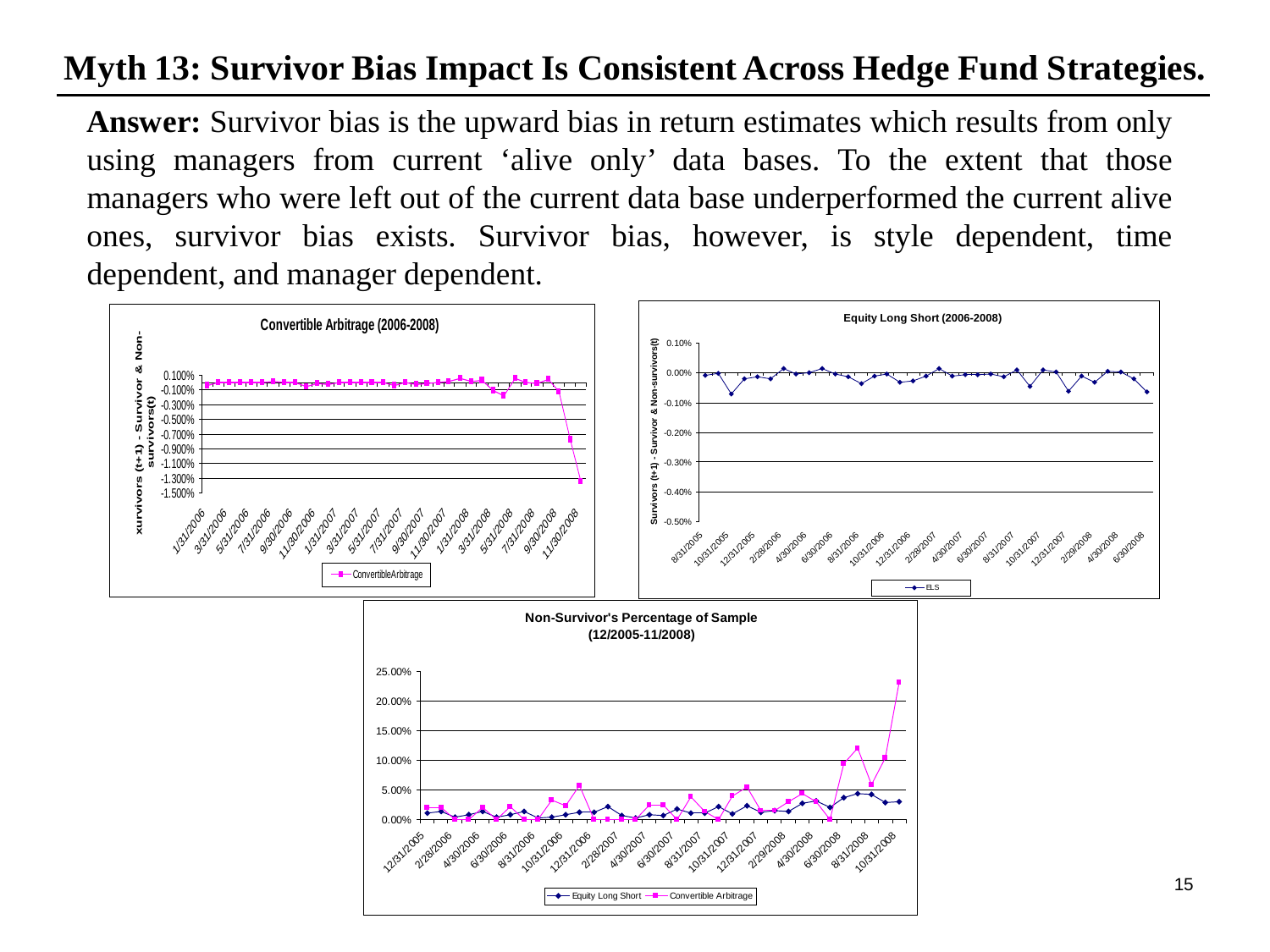# Myth 13: Survivor Bias Impact Is Consistent Across Hedge Fund Strategies.

**Answer:** Survivor bias is the upward bias in return estimates which results from only using managers from current 'alive only' data bases. To the extent that those managers who were left out of the current data base underperformed the current alive ones, survivor bias exists. Survivor bias, however, is style dependent, time dependent, and manager dependent.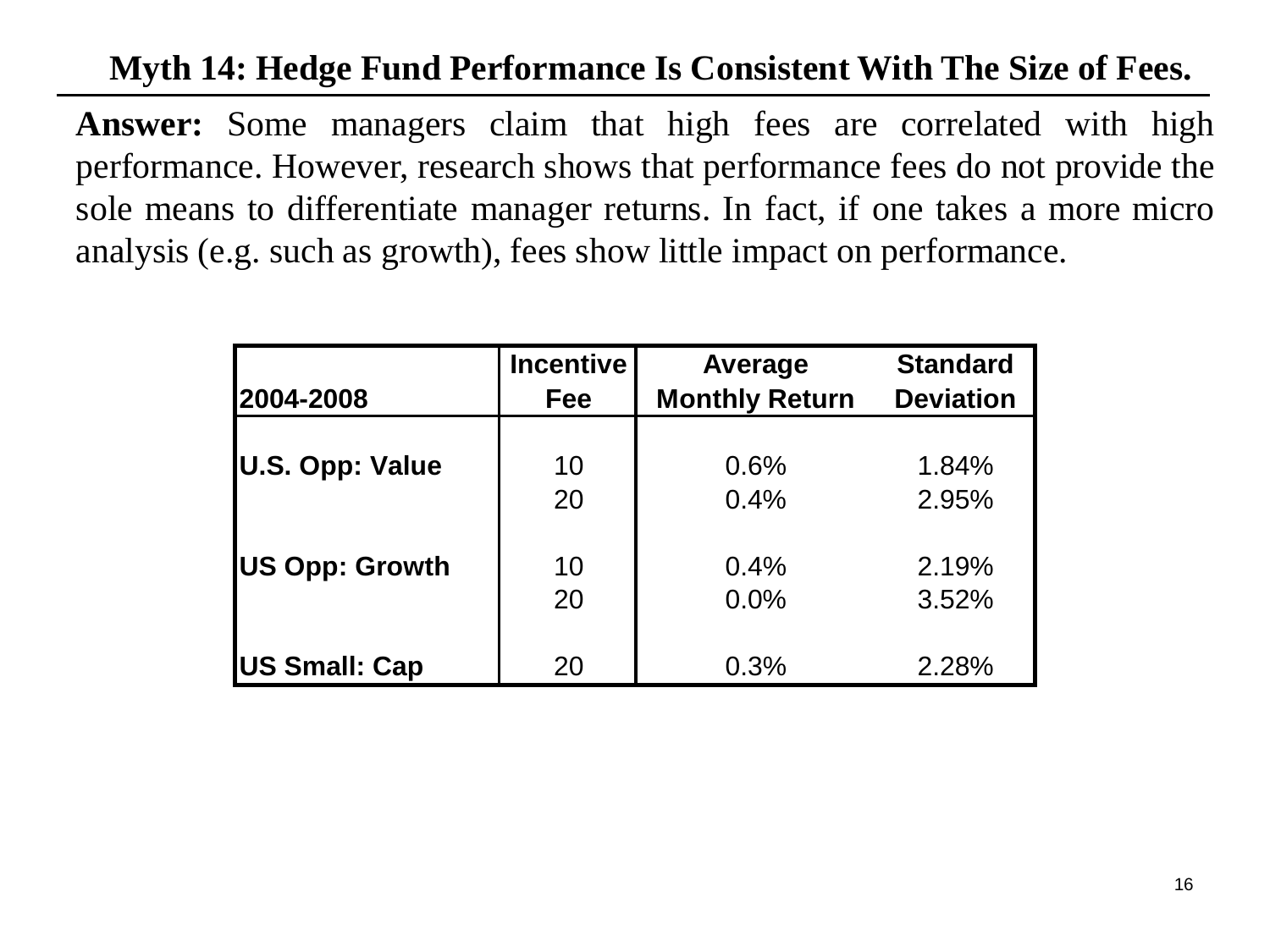## Myth 14: Hedge Fund Performance Is Consistent With The Size of Fees.

**Answer:** Some managers claim that high fees are correlated with high performance. However, research shows that performance fees do not provide the sole means to differentiate manager returns. In fact, if one takes a more micro analysis (e.g. such as growth), fees show little impact on performance.

| 2004-2008 | Incentive Fee | Average Monthly Return | Standard Deviation |
|---|---|---|---|
| U.S. Opp: Value | 10 | 0.6% | 1.84% |
| | 20 | 0.4% | 2.95% |
| US Opp: Growth | 10 | 0.4% | 2.19% |
| | 20 | 0.0% | 3.52% |
| US Small: Cap | 20 | 0.3% | 2.28% |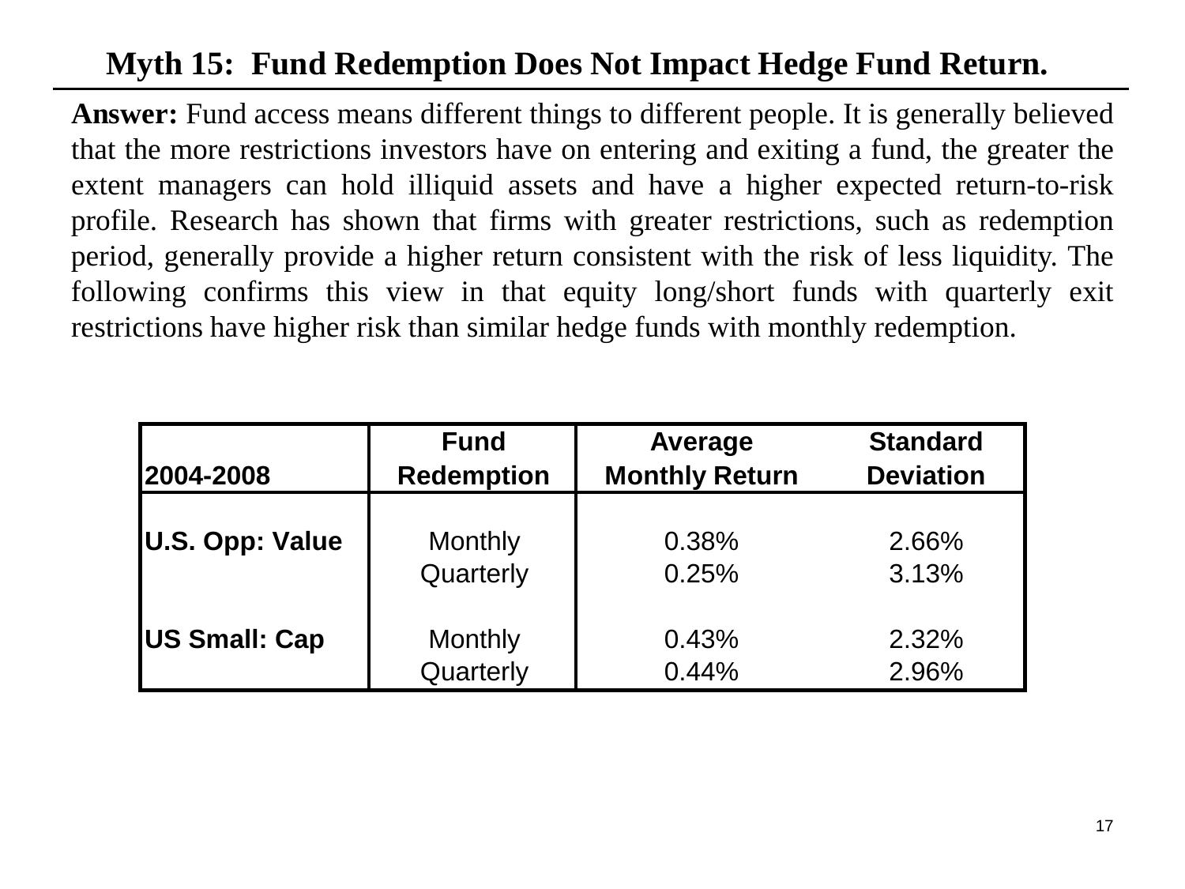# Myth 15: Fund Redemption Does Not Impact Hedge Fund Return.

**Answer:** Fund access means different things to different people. It is generally believed that the more restrictions investors have on entering and exiting a fund, the greater the extent managers can hold illiquid assets and have a higher expected return-to-risk profile. Research has shown that firms with greater restrictions, such as redemption period, generally provide a higher return consistent with the risk of less liquidity. The following confirms this view in that equity long/short funds with quarterly exit restrictions have higher risk than similar hedge funds with monthly redemption.

| 2004-2008 | Fund Redemption | Average Monthly Return | Standard Deviation |
|---|---|---|---|
| **U.S. Opp: Value** | Monthly | 0.38% | 2.66% |
| | Quarterly | 0.25% | 3.13% |
| **US Small: Cap** | Monthly | 0.43% | 2.32% |
| | Quarterly | 0.44% | 2.96% |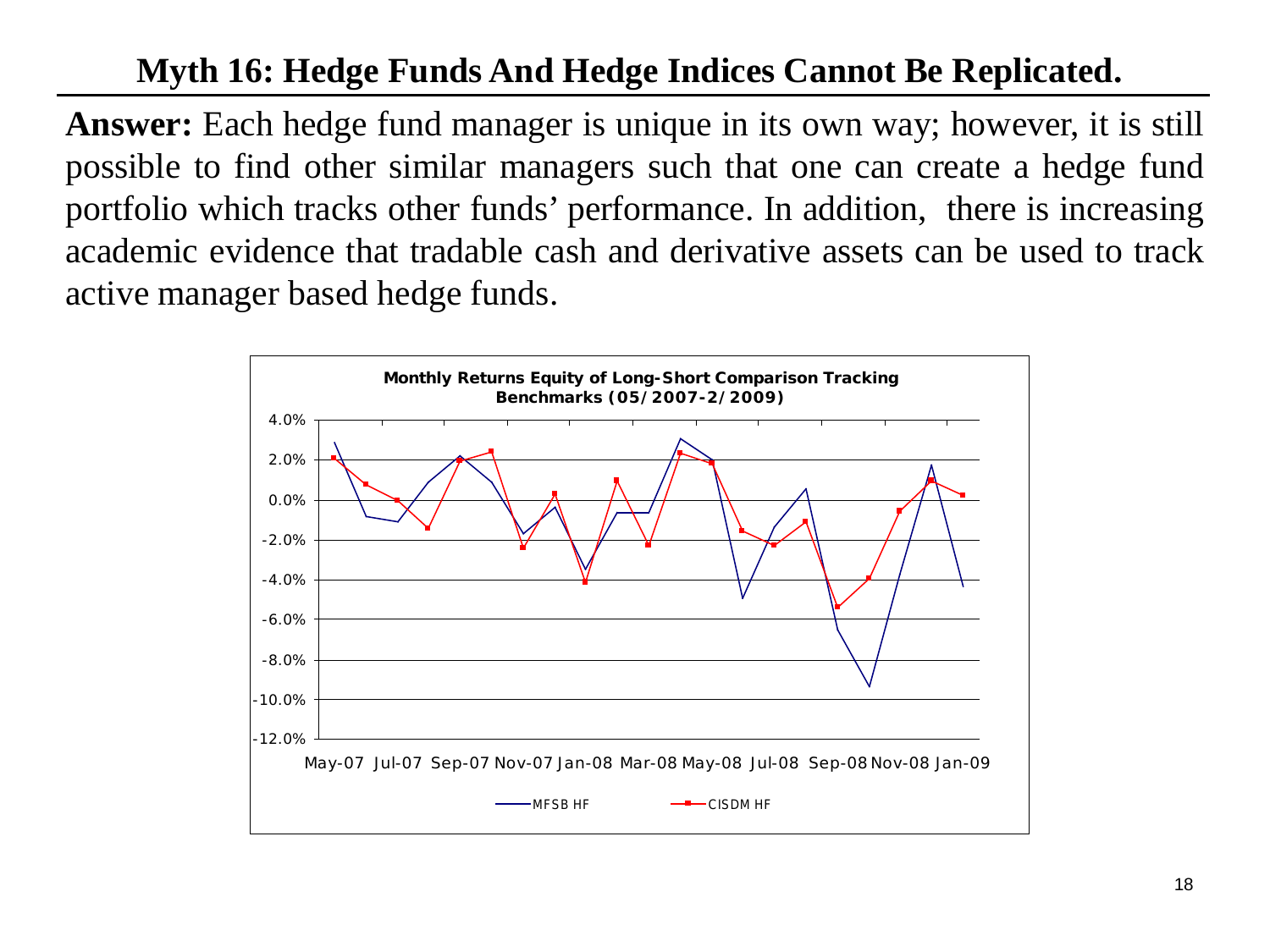## Myth 16: Hedge Funds And Hedge Indices Cannot Be Replicated.

**Answer:** Each hedge fund manager is unique in its own way; however, it is still possible to find other similar managers such that one can create a hedge fund portfolio which tracks other funds' performance. In addition, there is increasing academic evidence that tradable cash and derivative assets can be used to track active manager based hedge funds.

**Monthly Returns Equity of Long-Short Comparison Tracking Benchmarks (05/2007-2/2009)**

Legend: MFSB HF, CISDM HF

Y-axis: 4.0%, 2.0%, 0.0%, -2.0%, -4.0%, -6.0%, -8.0%, -10.0%, -12.0%

X-axis: May-07, Jul-07, Sep-07, Nov-07, Jan-08, Mar-08, May-08, Jul-08, Sep-08, Nov-08, Jan-09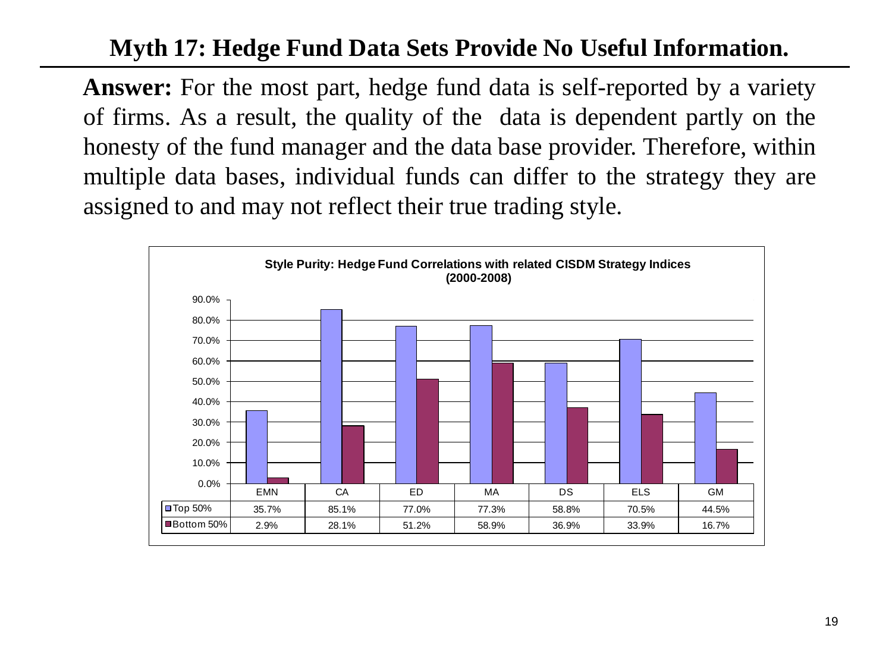# Myth 17: Hedge Fund Data Sets Provide No Useful Information.

**Answer:** For the most part, hedge fund data is self-reported by a variety of firms. As a result, the quality of the data is dependent partly on the honesty of the fund manager and the data base provider. Therefore, within multiple data bases, individual funds can differ to the strategy they are assigned to and may not reflect their true trading style.

**Style Purity: Hedge Fund Correlations with related CISDM Strategy Indices (2000-2008)**

| | EMN | CA | ED | MA | DS | ELS | GM |
|---|---|---|---|---|---|---|---|
| Top 50% | 35.7% | 85.1% | 77.0% | 77.3% | 58.8% | 70.5% | 44.5% |
| Bottom 50% | 2.9% | 28.1% | 51.2% | 58.9% | 36.9% | 33.9% | 16.7% |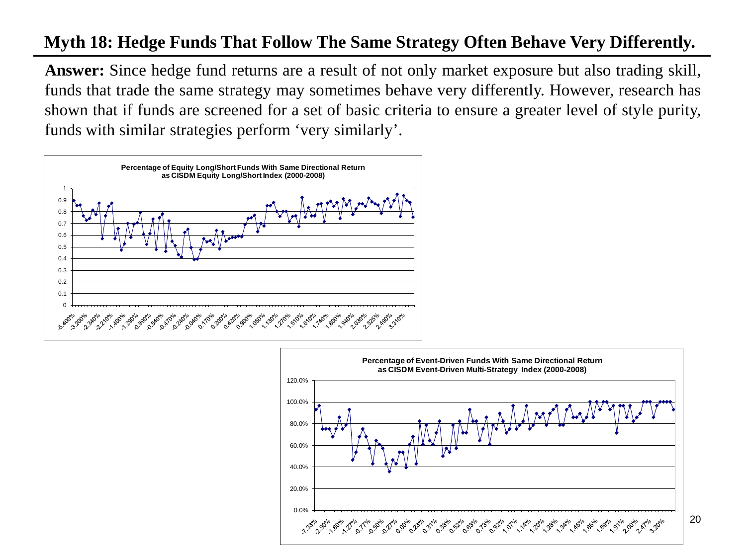## Myth 18: Hedge Funds That Follow The Same Strategy Often Behave Very Differently.

**Answer:** Since hedge fund returns are a result of not only market exposure but also trading skill, funds that trade the same strategy may sometimes behave very differently. However, research has shown that if funds are screened for a set of basic criteria to ensure a greater level of style purity, funds with similar strategies perform 'very similarly'.

**Percentage of Equity Long/Short Funds With Same Directional Return as CISDM Equity Long/Short Index (2000-2008)**

**Percentage of Event-Driven Funds With Same Directional Return as CISDM Event-Driven Multi-Strategy Index (2000-2008)**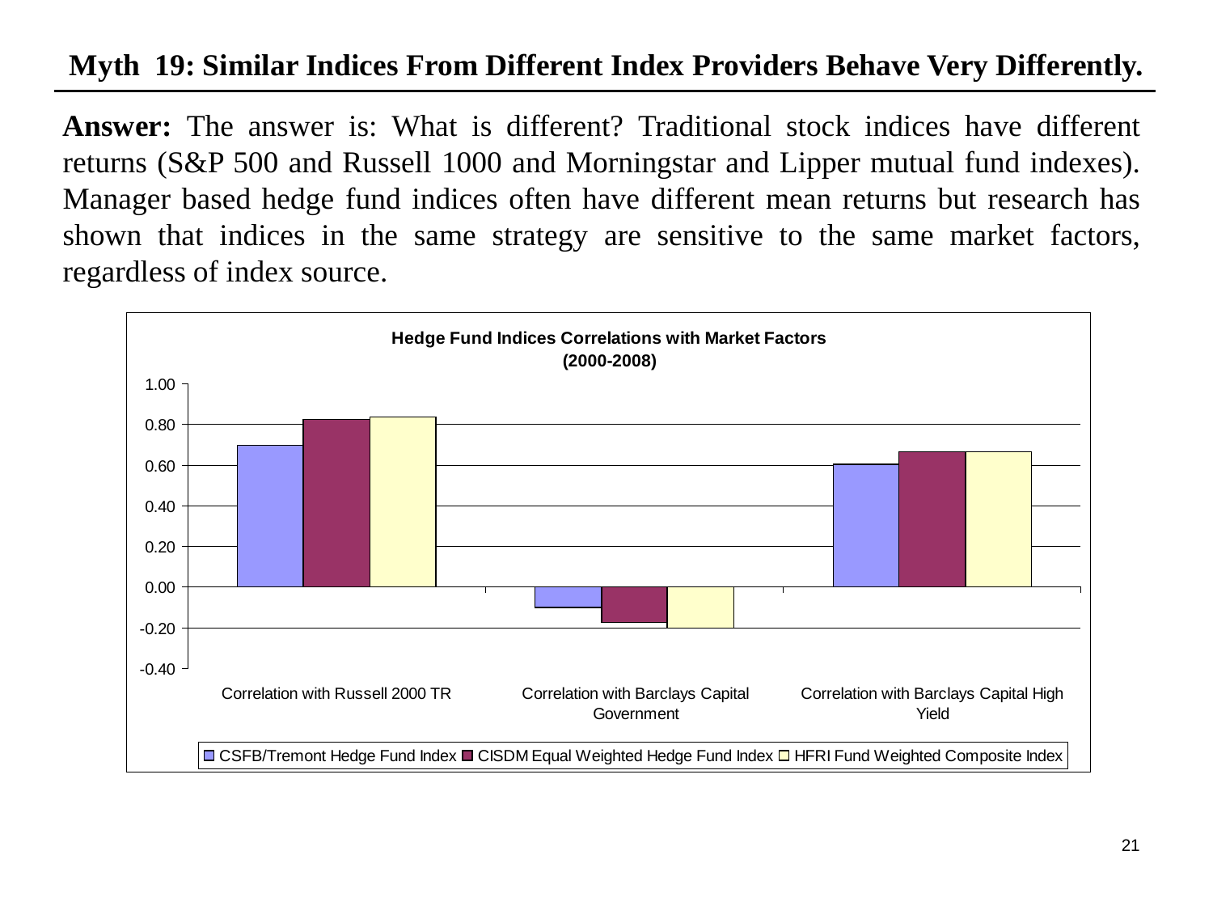# Myth 19: Similar Indices From Different Index Providers Behave Very Differently.

**Answer:** The answer is: What is different? Traditional stock indices have different returns (S&P 500 and Russell 1000 and Morningstar and Lipper mutual fund indexes). Manager based hedge fund indices often have different mean returns but research has shown that indices in the same strategy are sensitive to the same market factors, regardless of index source.

**Hedge Fund Indices Correlations with Market Factors (2000-2008)**

| | CSFB/Tremont Hedge Fund Index | CISDM Equal Weighted Hedge Fund Index | HFRI Fund Weighted Composite Index |
|---|---|---|---|
| Correlation with Russell 2000 TR | 0.70 | 0.82 | 0.84 |
| Correlation with Barclays Capital Government | -0.10 | -0.17 | -0.20 |
| Correlation with Barclays Capital High Yield | 0.60 | 0.67 | 0.67 |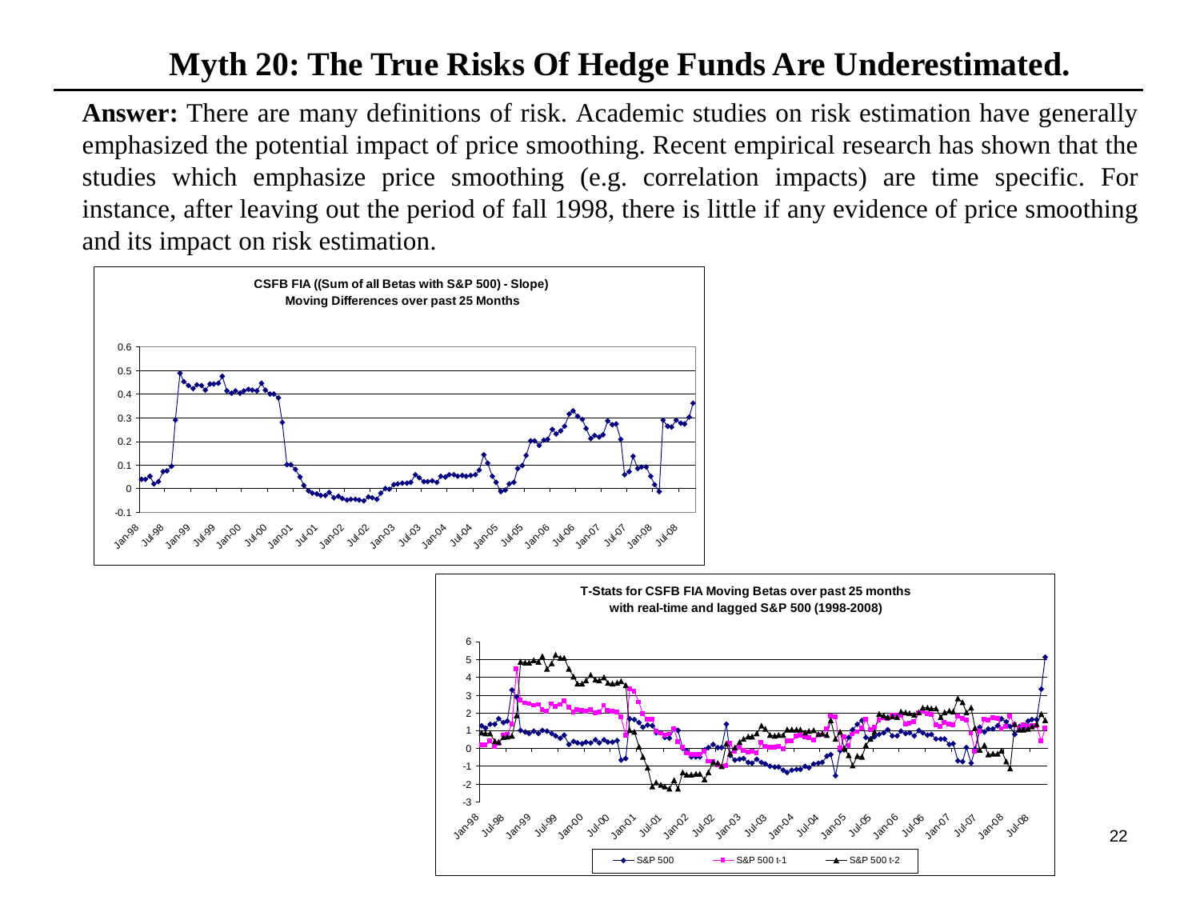# Myth 20: The True Risks Of Hedge Funds Are Underestimated.

**Answer:** There are many definitions of risk. Academic studies on risk estimation have generally emphasized the potential impact of price smoothing. Recent empirical research has shown that the studies which emphasize price smoothing (e.g. correlation impacts) are time specific. For instance, after leaving out the period of fall 1998, there is little if any evidence of price smoothing and its impact on risk estimation.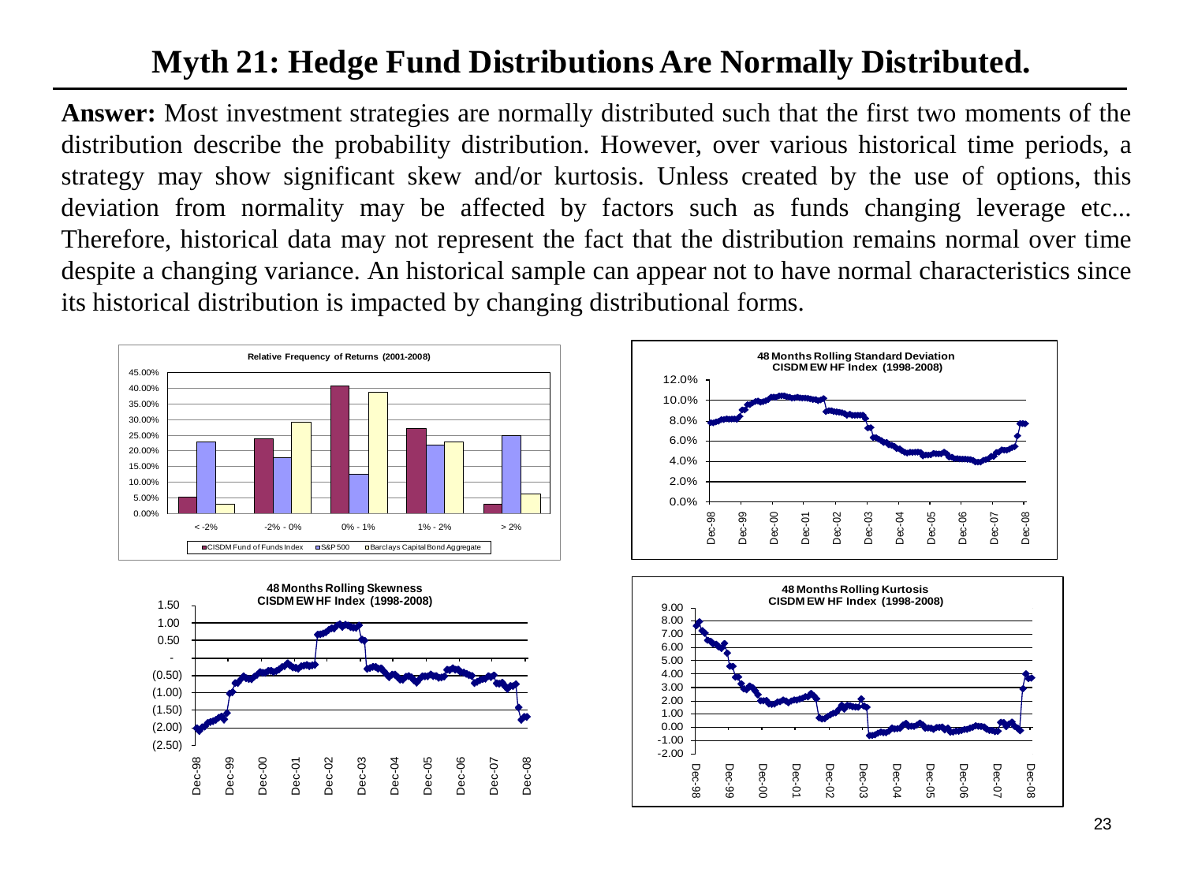# Myth 21: Hedge Fund Distributions Are Normally Distributed.

**Answer:** Most investment strategies are normally distributed such that the first two moments of the distribution describe the probability distribution. However, over various historical time periods, a strategy may show significant skew and/or kurtosis. Unless created by the use of options, this deviation from normality may be affected by factors such as funds changing leverage etc... Therefore, historical data may not represent the fact that the distribution remains normal over time despite a changing variance. An historical sample can appear not to have normal characteristics since its historical distribution is impacted by changing distributional forms.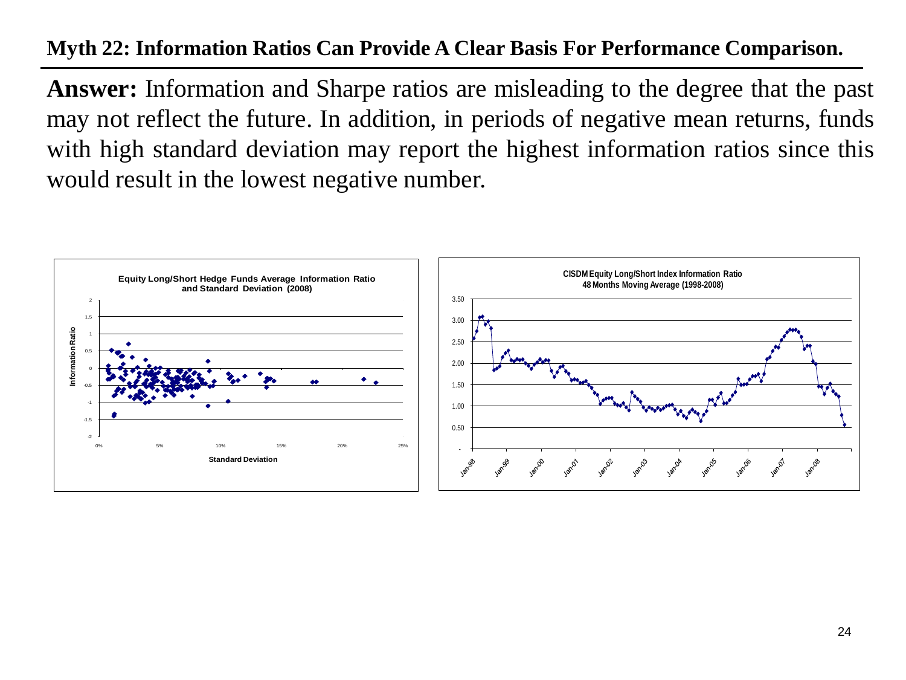## Myth 22: Information Ratios Can Provide A Clear Basis For Performance Comparison.

**Answer:** Information and Sharpe ratios are misleading to the degree that the past may not reflect the future. In addition, in periods of negative mean returns, funds with high standard deviation may report the highest information ratios since this would result in the lowest negative number.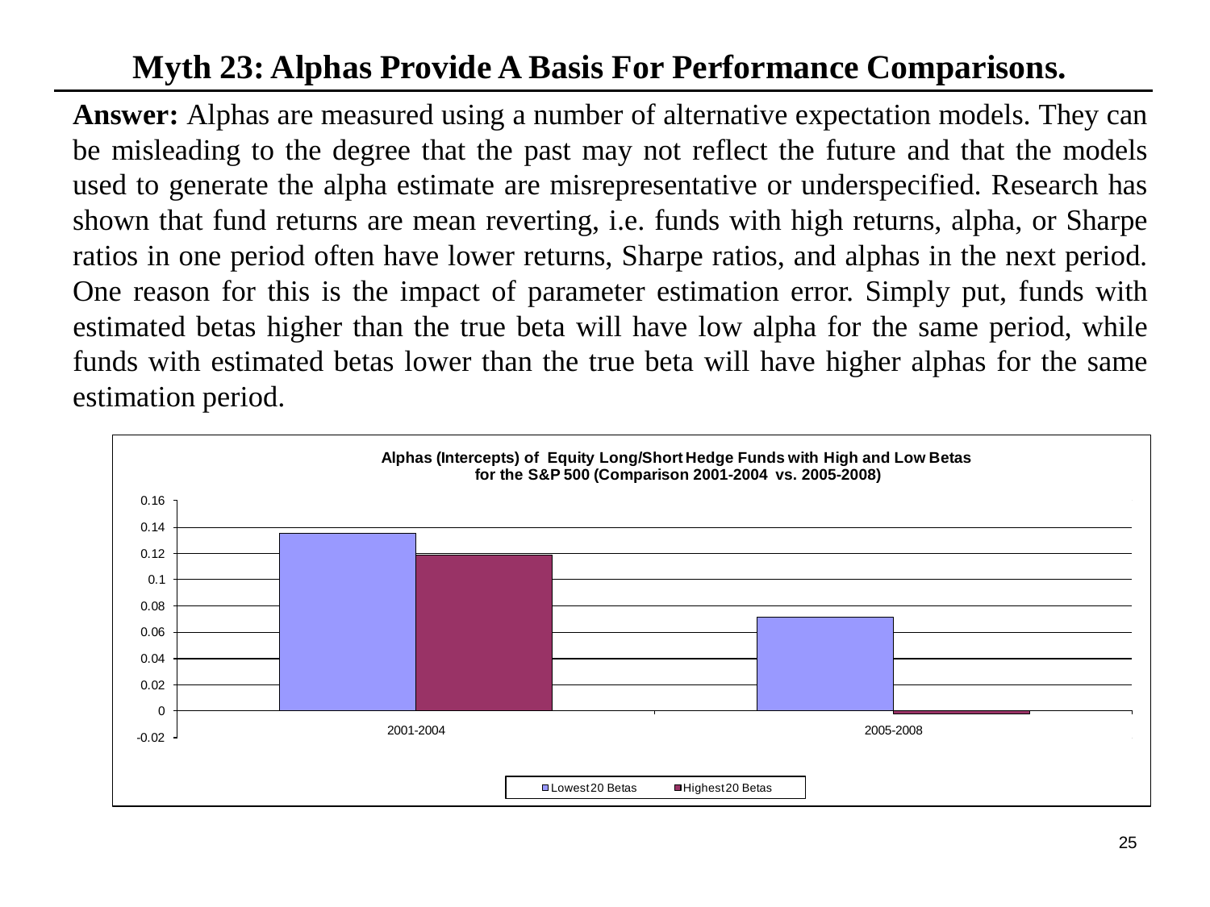# Myth 23: Alphas Provide A Basis For Performance Comparisons.

**Answer:** Alphas are measured using a number of alternative expectation models. They can be misleading to the degree that the past may not reflect the future and that the models used to generate the alpha estimate are misrepresentative or underspecified. Research has shown that fund returns are mean reverting, i.e. funds with high returns, alpha, or Sharpe ratios in one period often have lower returns, Sharpe ratios, and alphas in the next period. One reason for this is the impact of parameter estimation error. Simply put, funds with estimated betas higher than the true beta will have low alpha for the same period, while funds with estimated betas lower than the true beta will have higher alphas for the same estimation period.

**Alphas (Intercepts) of Equity Long/Short Hedge Funds with High and Low Betas for the S&P 500 (Comparison 2001-2004 vs. 2005-2008)**

| Period | Lowest 20 Betas | Highest 20 Betas |
|---|---|---|
| 2001-2004 | ~0.135 | ~0.119 |
| 2005-2008 | ~0.072 | ~-0.002 |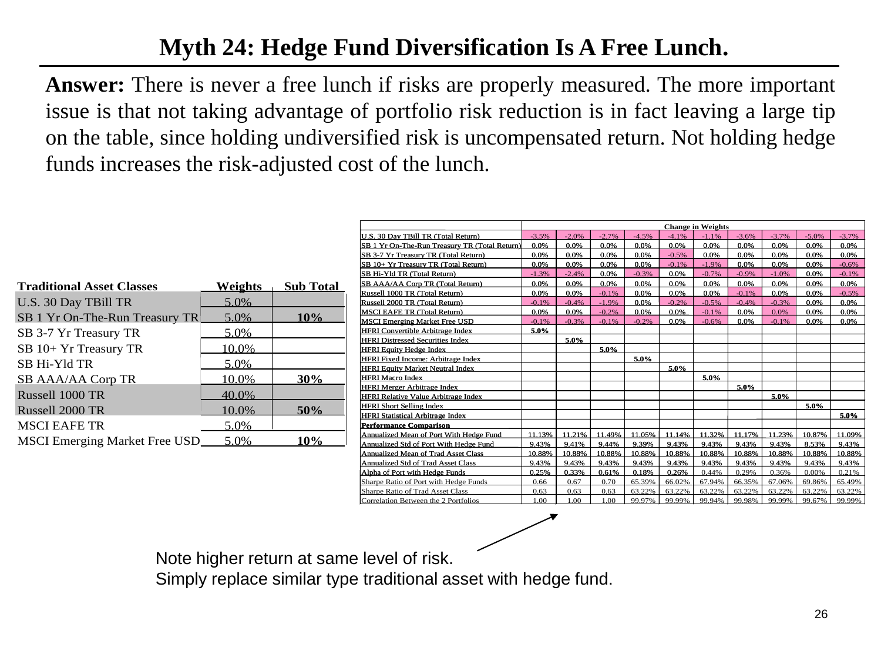# Myth 24: Hedge Fund Diversification Is A Free Lunch.

**Answer:** There is never a free lunch if risks are properly measured. The more important issue is that not taking advantage of portfolio risk reduction is in fact leaving a large tip on the table, since holding undiversified risk is uncompensated return. Not holding hedge funds increases the risk-adjusted cost of the lunch.

| Traditional Asset Classes | Weights | Sub Total |
|---|---|---|
| U.S. 30 Day TBill TR | 5.0% | |
| SB 1 Yr On-The-Run Treasury TR | 5.0% | 10% |
| SB 3-7 Yr Treasury TR | 5.0% | |
| SB 10+ Yr Treasury TR | 10.0% | |
| SB Hi-Yld TR | 5.0% | |
| SB AAA/AA Corp TR | 10.0% | 30% |
| Russell 1000 TR | 40.0% | |
| Russell 2000 TR | 10.0% | 50% |
| MSCI EAFE TR | 5.0% | |
| MSCI Emerging Market Free USD | 5.0% | 10% |

| | Change in Weights | | | | | | | | | |
|---|---|---|---|---|---|---|---|---|---|---|
| U.S. 30 Day TBill TR (Total Return) | -3.5% | -2.0% | -2.7% | -4.5% | -4.1% | -1.1% | -3.6% | -3.7% | -5.0% | -3.7% |
| SB 1 Yr On-The-Run Treasury TR (Total Return) | 0.0% | 0.0% | 0.0% | 0.0% | 0.0% | 0.0% | 0.0% | 0.0% | 0.0% | 0.0% |
| SB 3-7 Yr Treasury TR (Total Return) | 0.0% | 0.0% | 0.0% | 0.0% | -0.5% | 0.0% | 0.0% | 0.0% | 0.0% | 0.0% |
| SB 10+ Yr Treasury TR (Total Return) | 0.0% | 0.0% | 0.0% | 0.0% | -0.1% | -1.9% | 0.0% | 0.0% | 0.0% | -0.6% |
| SB Hi-Yld TR (Total Return) | -1.3% | -2.4% | 0.0% | -0.3% | 0.0% | -0.7% | -0.9% | -1.0% | 0.0% | -0.1% |
| SB AAA/AA Corp TR (Total Return) | 0.0% | 0.0% | 0.0% | 0.0% | 0.0% | 0.0% | 0.0% | 0.0% | 0.0% | 0.0% |
| Russell 1000 TR (Total Return) | 0.0% | 0.0% | -0.1% | 0.0% | 0.0% | 0.0% | -0.1% | 0.0% | 0.0% | -0.5% |
| Russell 2000 TR (Total Return) | -0.1% | -0.4% | -1.9% | 0.0% | -0.2% | -0.5% | -0.4% | -0.3% | 0.0% | 0.0% |
| MSCI EAFE TR (Total Return) | 0.0% | 0.0% | -0.2% | 0.0% | 0.0% | -0.1% | 0.0% | 0.0% | 0.0% | 0.0% |
| MSCI Emerging Market Free USD | -0.1% | -0.3% | -0.1% | -0.2% | 0.0% | -0.6% | 0.0% | -0.1% | 0.0% | 0.0% |
| HFRI Convertible Arbitrage Index | **5.0%** | | | | | | | | | |
| HFRI Distressed Securities Index | | **5.0%** | | | | | | | | |
| HFRI Equity Hedge Index | | | **5.0%** | | | | | | | |
| HFRI Fixed Income: Arbitrage Index | | | | **5.0%** | | | | | | |
| HFRI Equity Market Neutral Index | | | | | **5.0%** | | | | | |
| HFRI Macro Index | | | | | | **5.0%** | | | | |
| HFRI Merger Arbitrage Index | | | | | | | **5.0%** | | | |
| HFRI Relative Value Arbitrage Index | | | | | | | | **5.0%** | | |
| HFRI Short Selling Index | | | | | | | | | **5.0%** | |
| HFRI Statistical Arbitrage Index | | | | | | | | | | **5.0%** |
| **Performance Comparison** | | | | | | | | | | |
| Annualized Mean of Port With Hedge Fund | 11.13% | 11.21% | 11.49% | 11.05% | 11.14% | 11.32% | 11.17% | 11.23% | 10.87% | 11.09% |
| Annualized Std of Port With Hedge Fund | 9.43% | 9.41% | 9.44% | 9.39% | 9.43% | 9.43% | 9.43% | 9.43% | 8.53% | 9.43% |
| Annualized Mean of Trad Asset Class | 10.88% | 10.88% | 10.88% | 10.88% | 10.88% | 10.88% | 10.88% | 10.88% | 10.88% | 10.88% |
| Annualized Std of Trad Asset Class | 9.43% | 9.43% | 9.43% | 9.43% | 9.43% | 9.43% | 9.43% | 9.43% | 9.43% | 9.43% |
| Alpha of Port with Hedge Funds | 0.25% | 0.33% | 0.61% | 0.18% | 0.26% | 0.44% | 0.29% | 0.36% | 0.00% | 0.21% |
| Sharpe Ratio of Port with Hedge Funds | 0.66 | 0.67 | 0.70 | 65.39% | 66.02% | 67.94% | 66.35% | 67.06% | 69.86% | 65.49% |
| Sharpe Ratio of Trad Asset Class | 0.63 | 0.63 | 0.63 | 63.22% | 63.22% | 63.22% | 63.22% | 63.22% | 63.22% | 63.22% |
| Correlation Between the 2 Portfolios | 1.00 | 1.00 | 1.00 | 99.97% | 99.99% | 99.94% | 99.98% | 99.99% | 99.67% | 99.99% |

Note higher return at same level of risk.
Simply replace similar type traditional asset with hedge fund.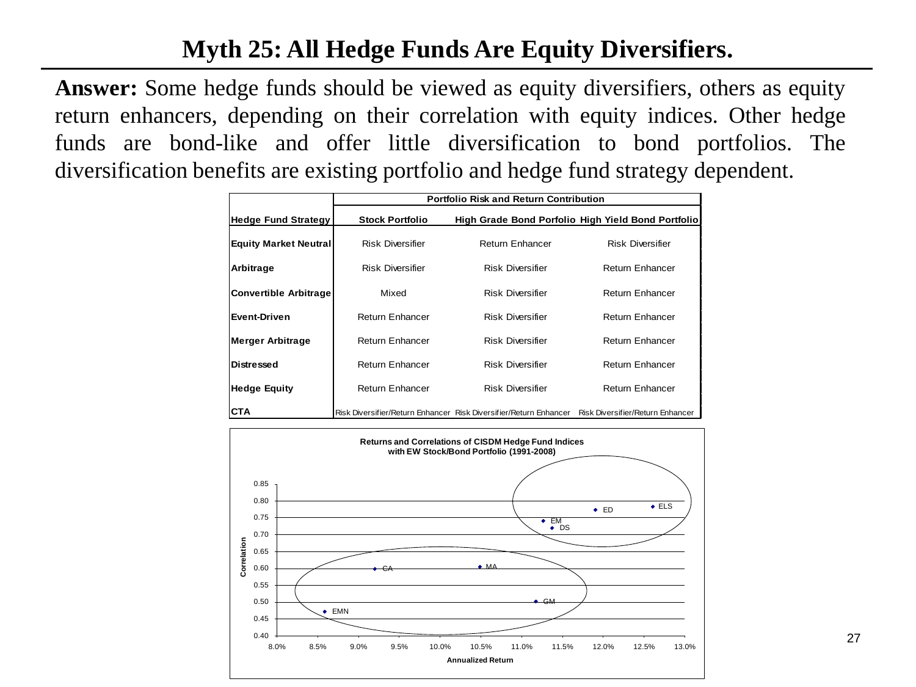# Myth 25: All Hedge Funds Are Equity Diversifiers.

**Answer:** Some hedge funds should be viewed as equity diversifiers, others as equity return enhancers, depending on their correlation with equity indices. Other hedge funds are bond-like and offer little diversification to bond portfolios. The diversification benefits are existing portfolio and hedge fund strategy dependent.

| | Portfolio Risk and Return Contribution | | |
|---|---|---|---|
| **Hedge Fund Strategy** | **Stock Portfolio** | **High Grade Bond Porfolio** | **High Yield Bond Portfolio** |
| **Equity Market Neutral** | Risk Diversifier | Return Enhancer | Risk Diversifier |
| **Arbitrage** | Risk Diversifier | Risk Diversifier | Return Enhancer |
| **Convertible Arbitrage** | Mixed | Risk Diversifier | Return Enhancer |
| **Event-Driven** | Return Enhancer | Risk Diversifier | Return Enhancer |
| **Merger Arbitrage** | Return Enhancer | Risk Diversifier | Return Enhancer |
| **Distressed** | Return Enhancer | Risk Diversifier | Return Enhancer |
| **Hedge Equity** | Return Enhancer | Risk Diversifier | Return Enhancer |
| **CTA** | Risk Diversifier/Return Enhancer | Risk Diversifier/Return Enhancer | Risk Diversifier/Return Enhancer |

**Returns and Correlations of CISDM Hedge Fund Indices with EW Stock/Bond Portfolio (1991-2008)**

| Index | Annualized Return (approx.) | Correlation (approx.) |
|---|---|---|
| EMN | 8.6% | 0.47 |
| CA | 9.2% | 0.60 |
| MA | 10.5% | 0.61 |
| GM | 11.2% | 0.50 |
| EM | 11.3% | 0.74 |
| DS | 11.4% | 0.72 |
| ED | 11.9% | 0.77 |
| ELS | 12.6% | 0.78 |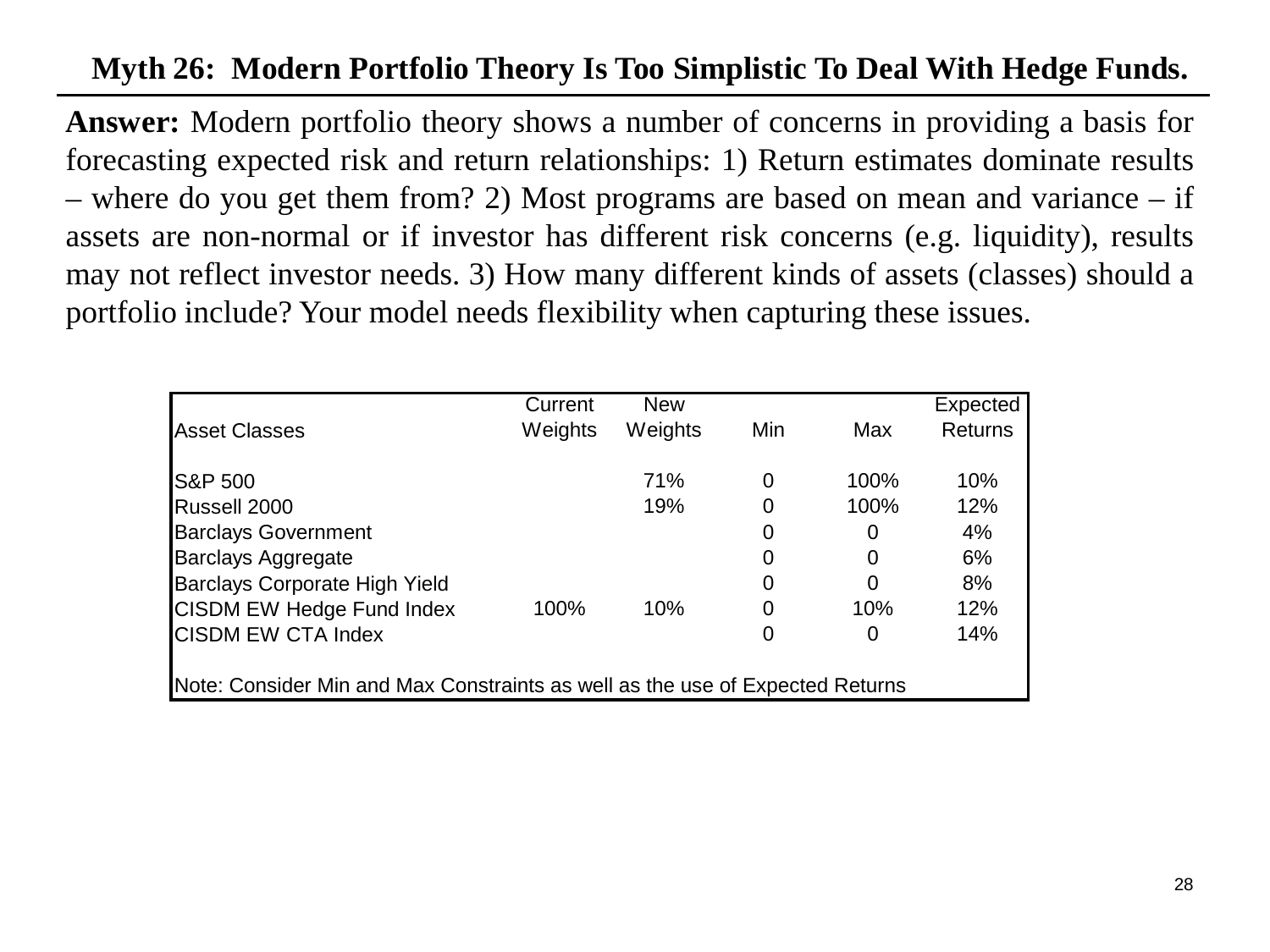# Myth 26: Modern Portfolio Theory Is Too Simplistic To Deal With Hedge Funds.

**Answer:** Modern portfolio theory shows a number of concerns in providing a basis for forecasting expected risk and return relationships: 1) Return estimates dominate results – where do you get them from? 2) Most programs are based on mean and variance – if assets are non-normal or if investor has different risk concerns (e.g. liquidity), results may not reflect investor needs. 3) How many different kinds of assets (classes) should a portfolio include? Your model needs flexibility when capturing these issues.

| Asset Classes | Current Weights | New Weights | Min | Max | Expected Returns |
|---|---|---|---|---|---|
| S&P 500 | | 71% | 0 | 100% | 10% |
| Russell 2000 | | 19% | 0 | 100% | 12% |
| Barclays Government | | | 0 | 0 | 4% |
| Barclays Aggregate | | | 0 | 0 | 6% |
| Barclays Corporate High Yield | | | 0 | 0 | 8% |
| CISDM EW Hedge Fund Index | 100% | 10% | 0 | 10% | 12% |
| CISDM EW CTA Index | | | 0 | 0 | 14% |

Note: Consider Min and Max Constraints as well as the use of Expected Returns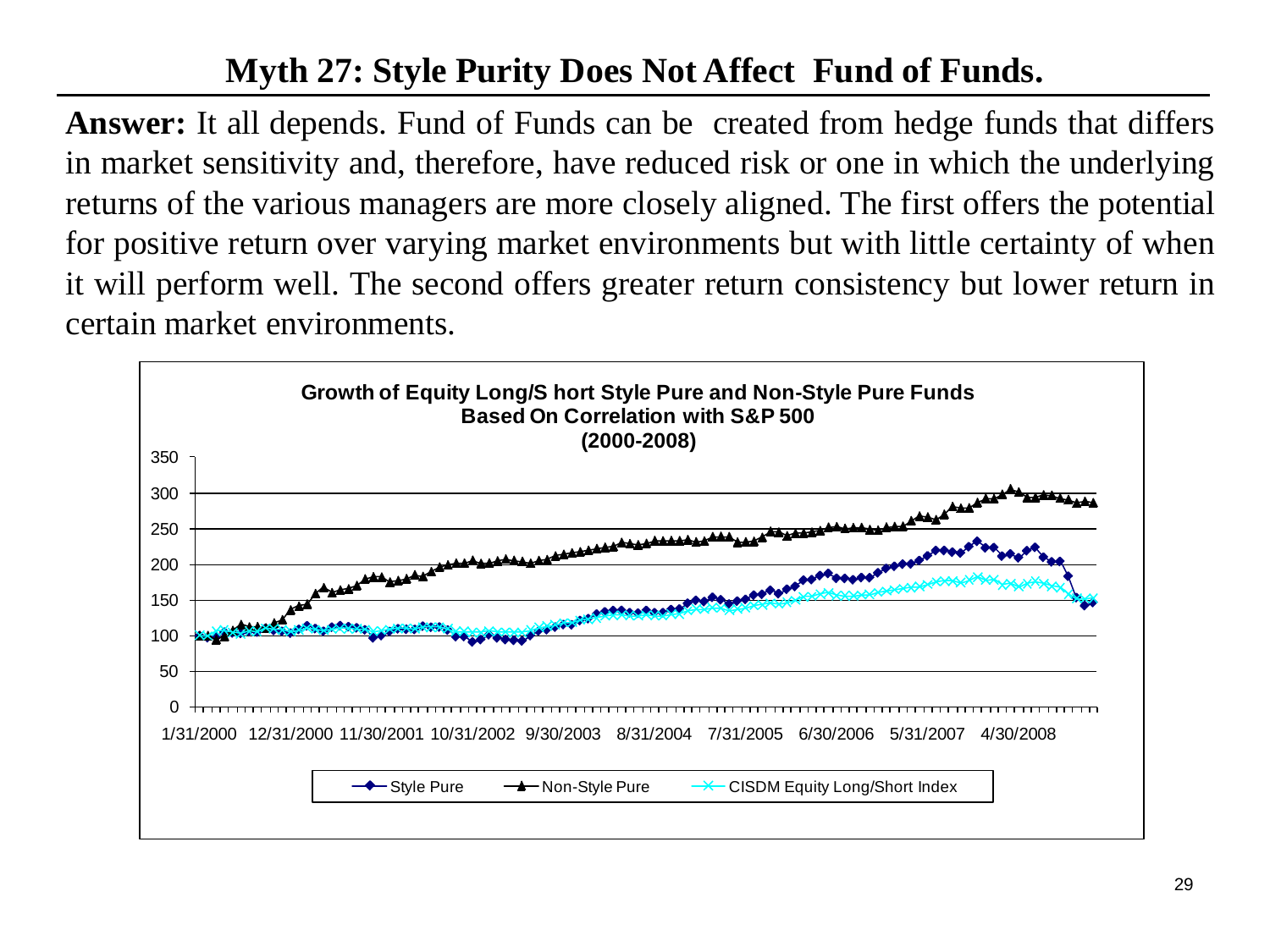## Myth 27: Style Purity Does Not Affect Fund of Funds.

**Answer:** It all depends. Fund of Funds can be created from hedge funds that differs in market sensitivity and, therefore, have reduced risk or one in which the underlying returns of the various managers are more closely aligned. The first offers the potential for positive return over varying market environments but with little certainty of when it will perform well. The second offers greater return consistency but lower return in certain market environments.

**Growth of Equity Long/Short Style Pure and Non-Style Pure Funds Based On Correlation with S&P 500 (2000-2008)**

Legend: Style Pure; Non-Style Pure; CISDM Equity Long/Short Index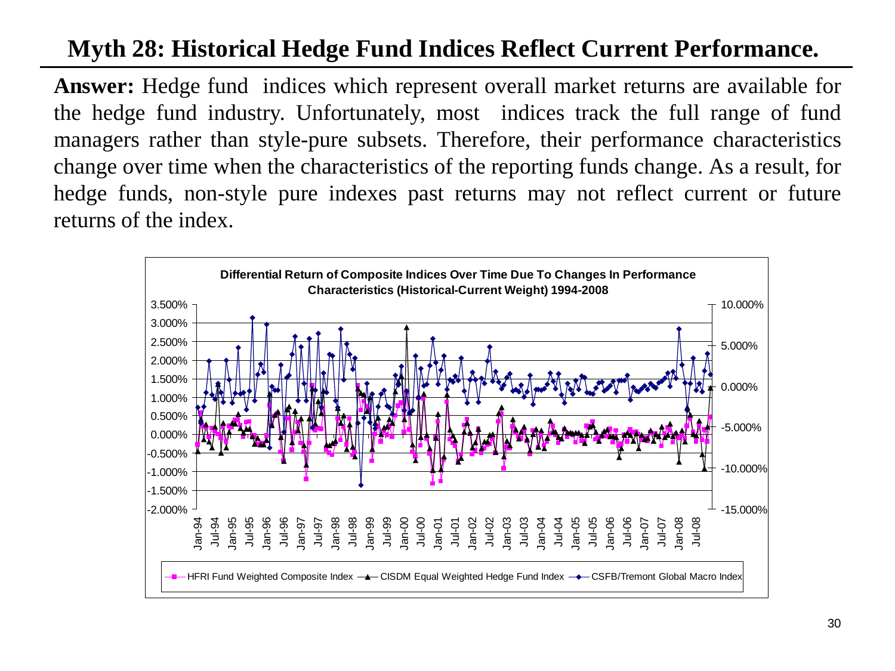# Myth 28: Historical Hedge Fund Indices Reflect Current Performance.

**Answer:** Hedge fund indices which represent overall market returns are available for the hedge fund industry. Unfortunately, most indices track the full range of fund managers rather than style-pure subsets. Therefore, their performance characteristics change over time when the characteristics of the reporting funds change. As a result, for hedge funds, non-style pure indexes past returns may not reflect current or future returns of the index.

**Differential Return of Composite Indices Over Time Due To Changes In Performance Characteristics (Historical-Current Weight) 1994-2008**

Legend: HFRI Fund Weighted Composite Index; CISDM Equal Weighted Hedge Fund Index; CSFB/Tremont Global Macro Index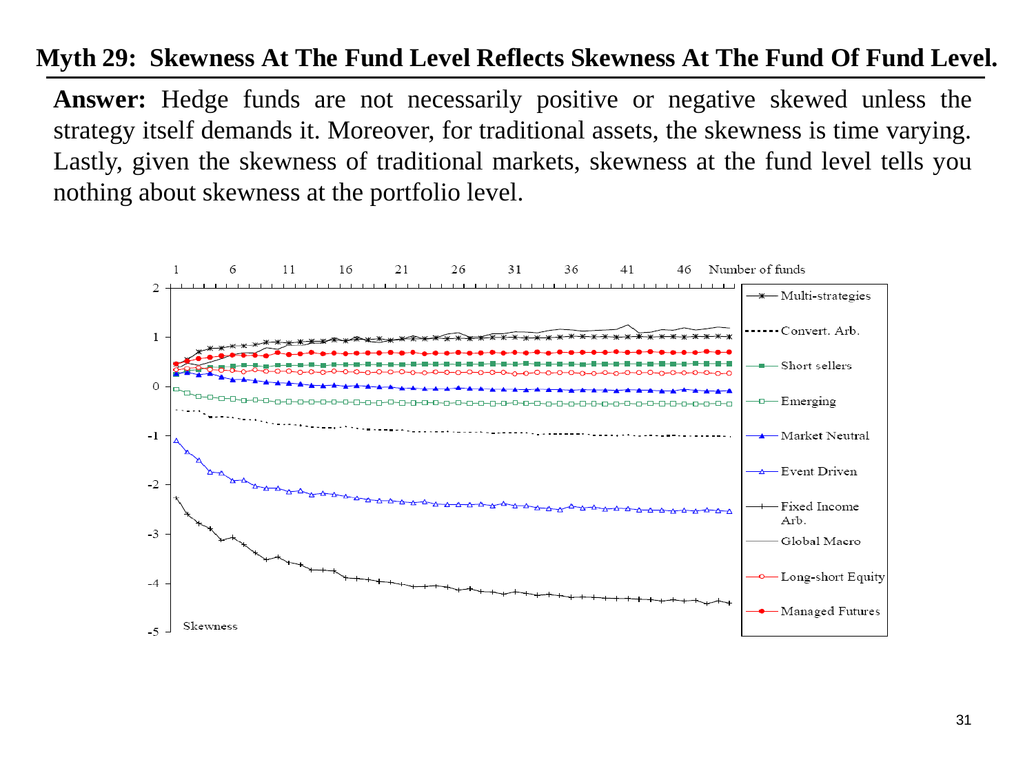## Myth 29: Skewness At The Fund Level Reflects Skewness At The Fund Of Fund Level.

**Answer:** Hedge funds are not necessarily positive or negative skewed unless the strategy itself demands it. Moreover, for traditional assets, the skewness is time varying. Lastly, given the skewness of traditional markets, skewness at the fund level tells you nothing about skewness at the portfolio level.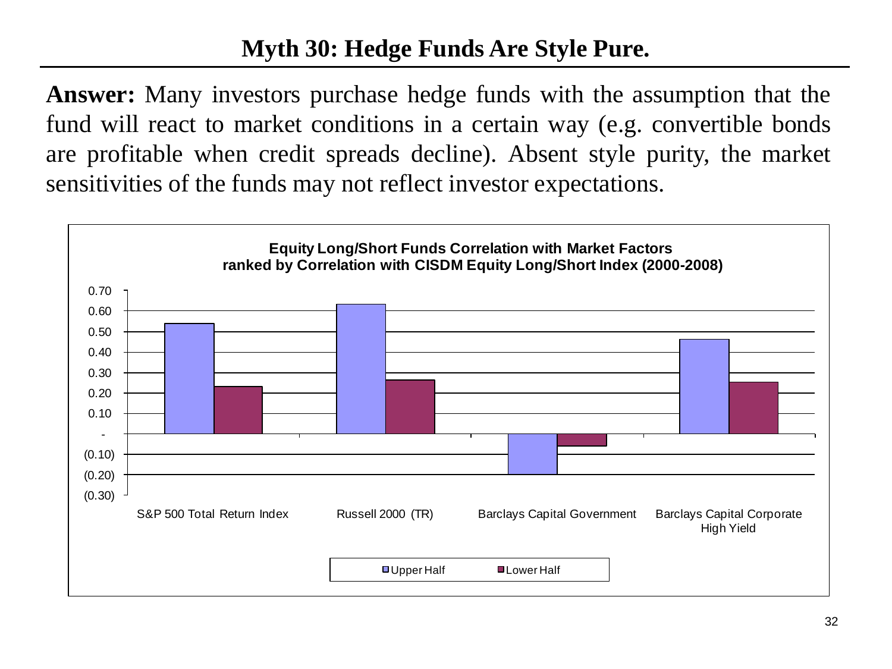# Myth 30: Hedge Funds Are Style Pure.

**Answer:** Many investors purchase hedge funds with the assumption that the fund will react to market conditions in a certain way (e.g. convertible bonds are profitable when credit spreads decline). Absent style purity, the market sensitivities of the funds may not reflect investor expectations.

**Equity Long/Short Funds Correlation with Market Factors ranked by Correlation with CISDM Equity Long/Short Index (2000-2008)**

| | Upper Half | Lower Half |
|---|---|---|
| S&P 500 Total Return Index | 0.54 | 0.23 |
| Russell 2000 (TR) | 0.63 | 0.26 |
| Barclays Capital Government | (0.20) | (0.06) |
| Barclays Capital Corporate High Yield | 0.46 | 0.25 |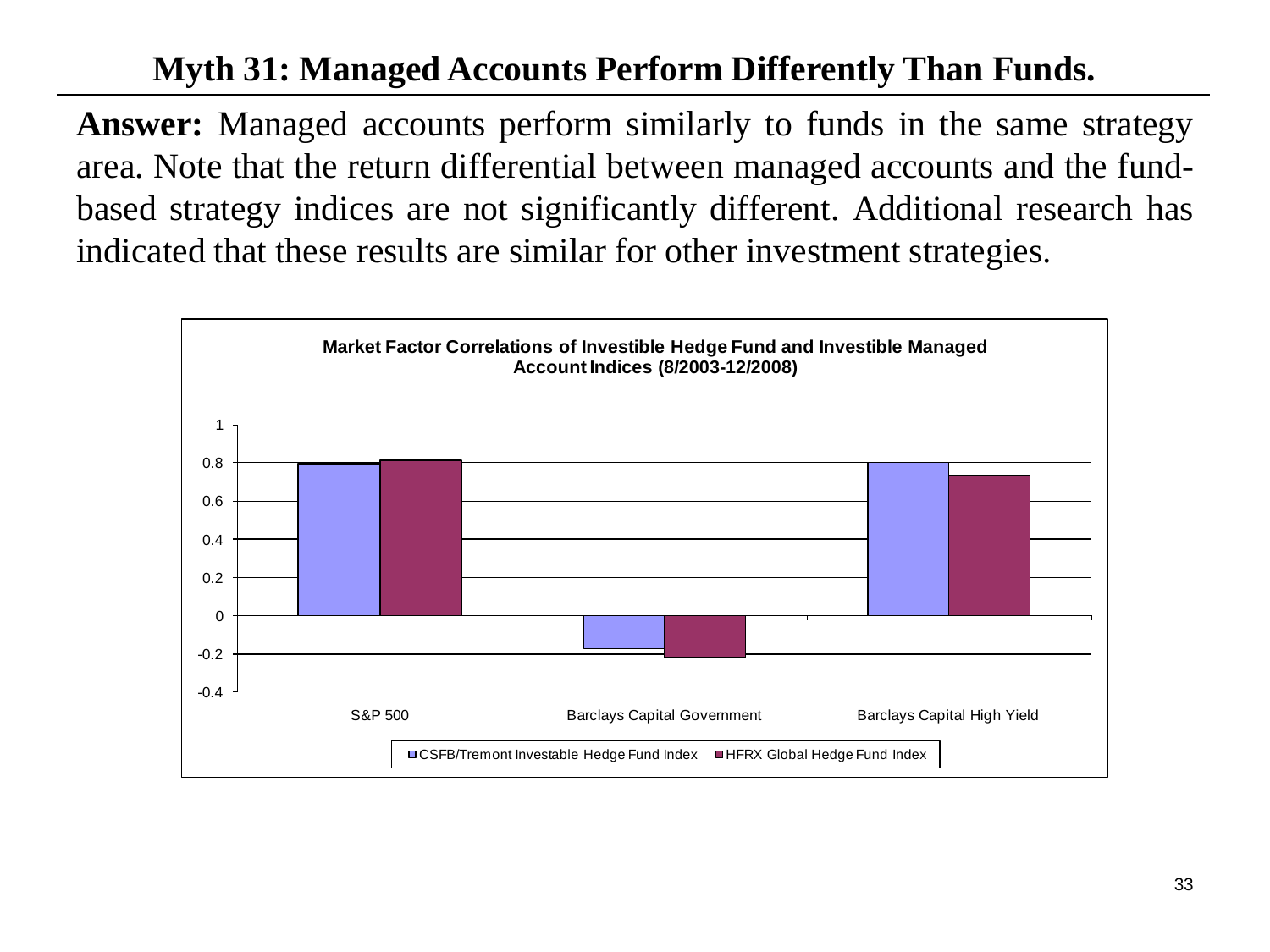# Myth 31: Managed Accounts Perform Differently Than Funds.

**Answer:** Managed accounts perform similarly to funds in the same strategy area. Note that the return differential between managed accounts and the fund-based strategy indices are not significantly different. Additional research has indicated that these results are similar for other investment strategies.

**Market Factor Correlations of Investible Hedge Fund and Investible Managed Account Indices (8/2003-12/2008)**

| | CSFB/Tremont Investable Hedge Fund Index | HFRX Global Hedge Fund Index |
|---|---|---|
| S&P 500 | ~0.80 | ~0.81 |
| Barclays Capital Government | ~-0.17 | ~-0.22 |
| Barclays Capital High Yield | ~0.80 | ~0.73 |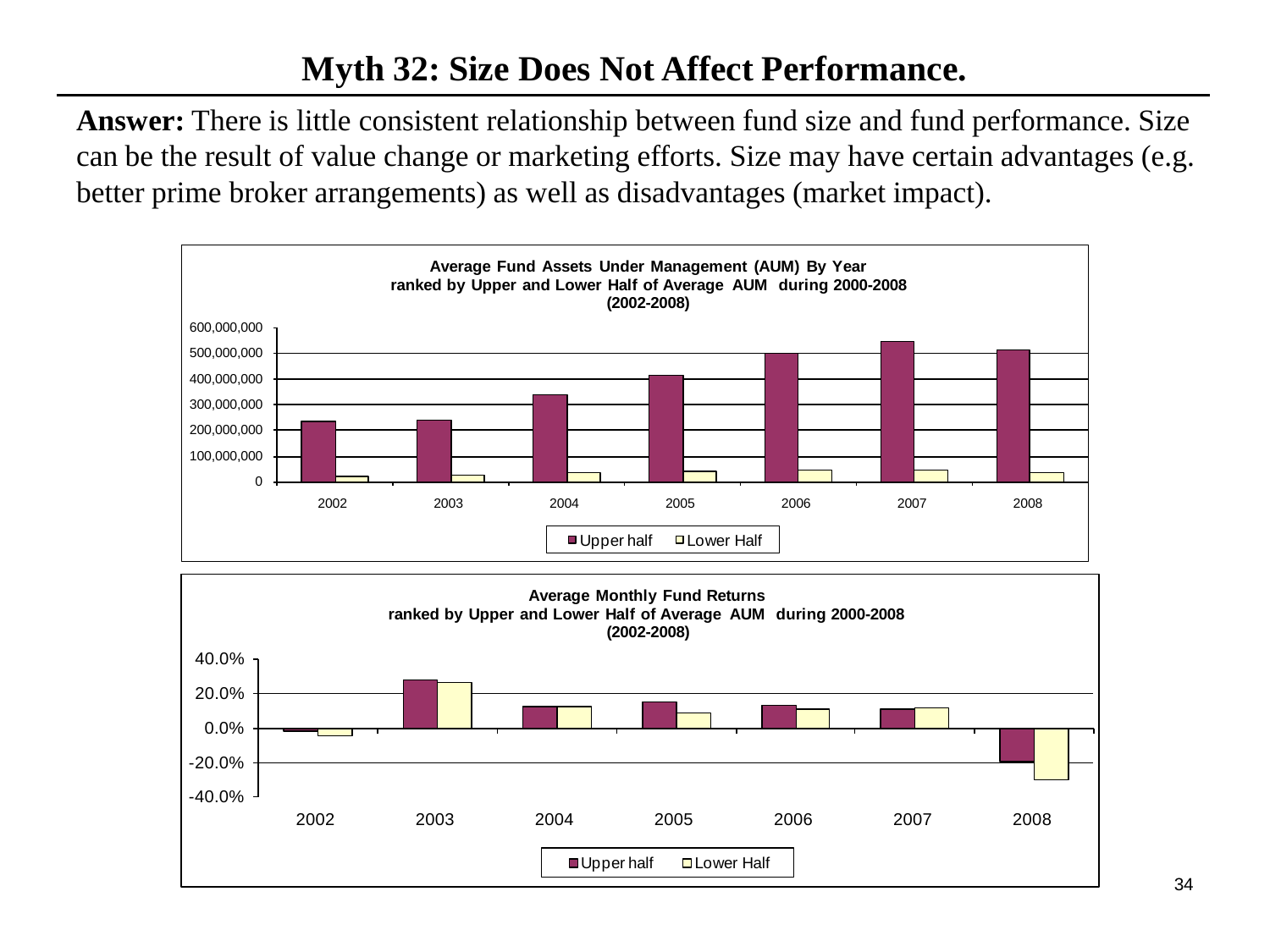# Myth 32: Size Does Not Affect Performance.

**Answer:** There is little consistent relationship between fund size and fund performance. Size can be the result of value change or marketing efforts. Size may have certain advantages (e.g. better prime broker arrangements) as well as disadvantages (market impact).

**Average Fund Assets Under Management (AUM) By Year ranked by Upper and Lower Half of Average AUM during 2000-2008 (2002-2008)**

**Average Monthly Fund Returns ranked by Upper and Lower Half of Average AUM during 2000-2008 (2002-2008)**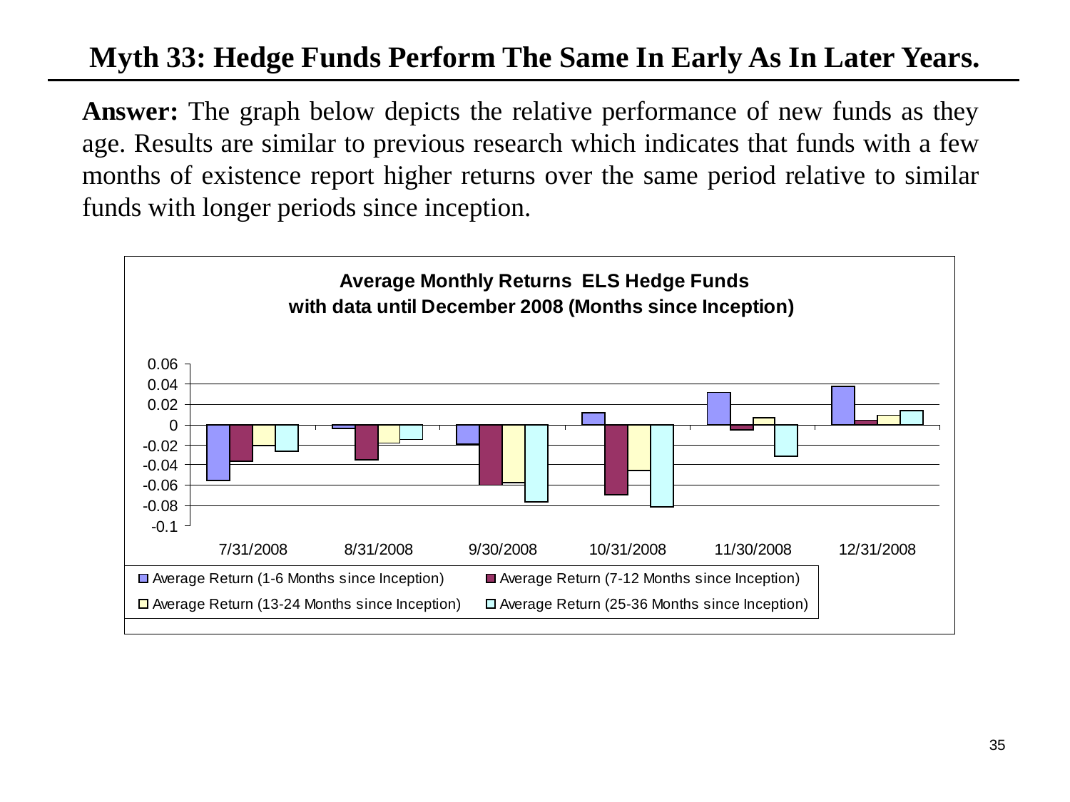# Myth 33: Hedge Funds Perform The Same In Early As In Later Years.

**Answer:** The graph below depicts the relative performance of new funds as they age. Results are similar to previous research which indicates that funds with a few months of existence report higher returns over the same period relative to similar funds with longer periods since inception.

**Average Monthly Returns ELS Hedge Funds with data until December 2008 (Months since Inception)**

0.06
0.04
0.02
0
-0.02
-0.04
-0.06
-0.08
-0.1

7/31/2008 | 8/31/2008 | 9/30/2008 | 10/31/2008 | 11/30/2008 | 12/31/2008

- Average Return (1-6 Months since Inception)
- Average Return (7-12 Months since Inception)
- Average Return (13-24 Months since Inception)
- Average Return (25-36 Months since Inception)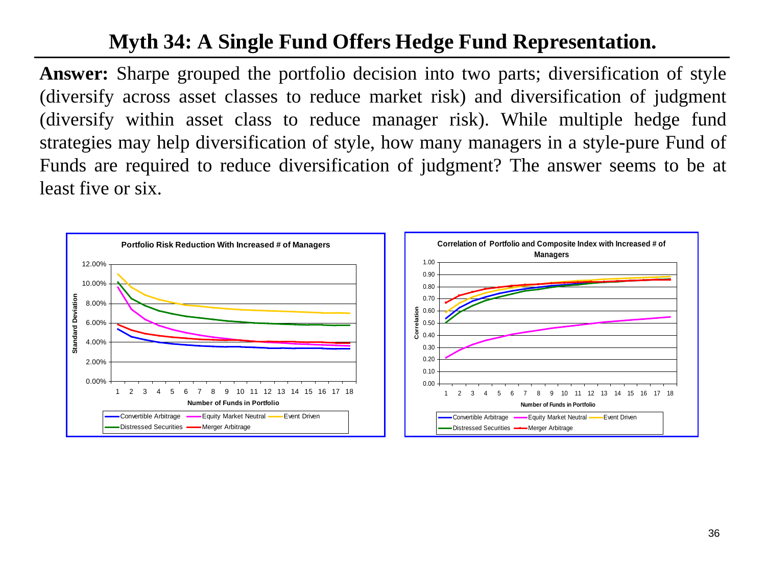# Myth 34: A Single Fund Offers Hedge Fund Representation.

**Answer:** Sharpe grouped the portfolio decision into two parts; diversification of style (diversify across asset classes to reduce market risk) and diversification of judgment (diversify within asset class to reduce manager risk). While multiple hedge fund strategies may help diversification of style, how many managers in a style-pure Fund of Funds are required to reduce diversification of judgment? The answer seems to be at least five or six.

**Portfolio Risk Reduction With Increased # of Managers**

Standard Deviation (0.00%–12.00%) vs. Number of Funds in Portfolio (1–18)

Legend: Convertible Arbitrage, Equity Market Neutral, Event Driven, Distressed Securities, Merger Arbitrage

**Correlation of Portfolio and Composite Index with Increased # of Managers**

Correlation (0.00–1.00) vs. Number of Funds in Portfolio (1–18)

Legend: Convertible Arbitrage, Equity Market Neutral, Event Driven, Distressed Securities, Merger Arbitrage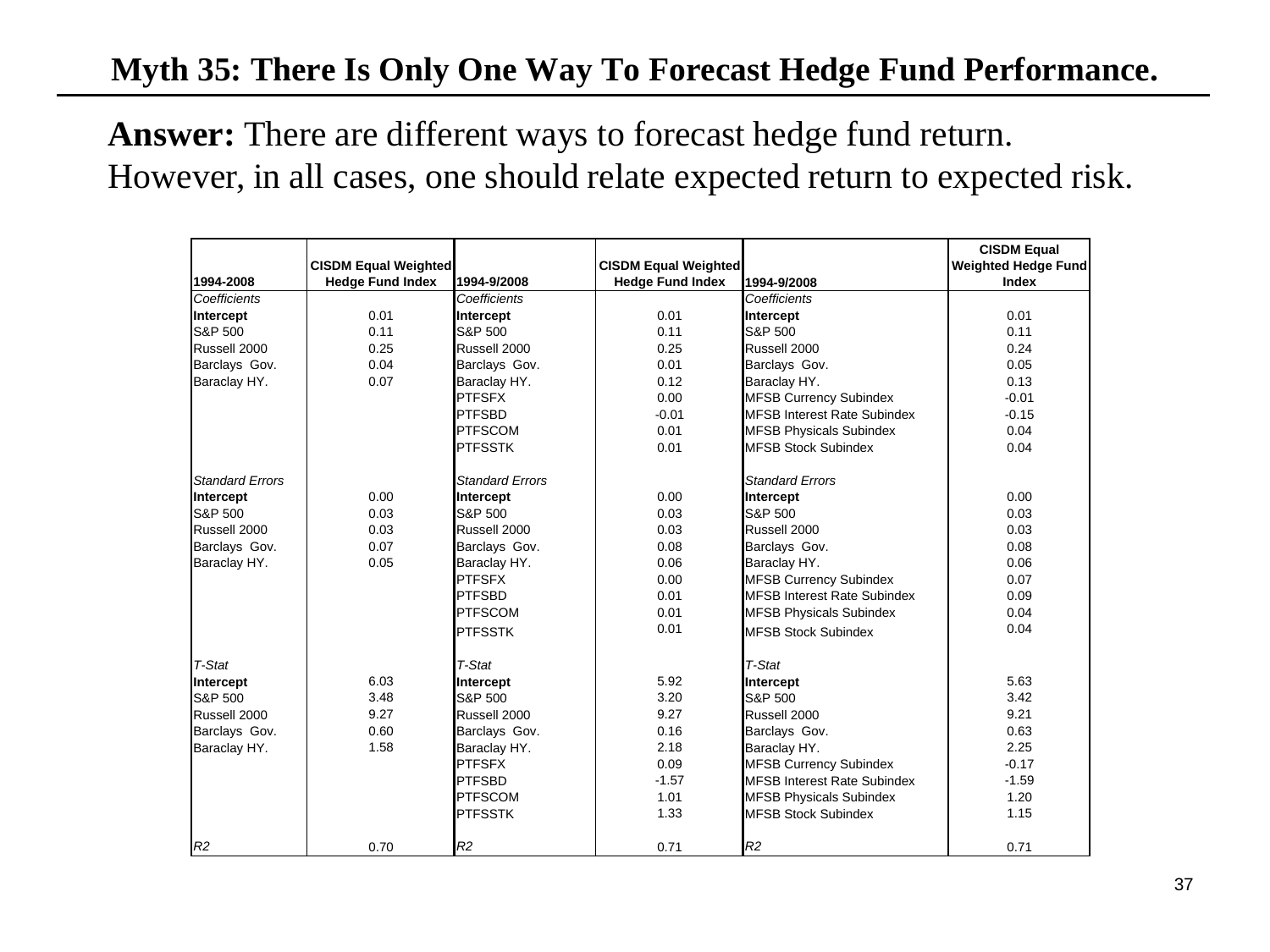# Myth 35: There Is Only One Way To Forecast Hedge Fund Performance.

**Answer:** There are different ways to forecast hedge fund return. However, in all cases, one should relate expected return to expected risk.

| 1994-2008 | CISDM Equal Weighted Hedge Fund Index | 1994-9/2008 | CISDM Equal Weighted Hedge Fund Index | 1994-9/2008 | CISDM Equal Weighted Hedge Fund Index |
|---|---|---|---|---|---|
| *Coefficients* | | *Coefficients* | | *Coefficients* | |
| **Intercept** | 0.01 | **Intercept** | 0.01 | **Intercept** | 0.01 |
| S&P 500 | 0.11 | S&P 500 | 0.11 | S&P 500 | 0.11 |
| Russell 2000 | 0.25 | Russell 2000 | 0.25 | Russell 2000 | 0.24 |
| Barclays Gov. | 0.04 | Barclays Gov. | 0.01 | Barclays Gov. | 0.05 |
| Baraclay HY. | 0.07 | Baraclay HY. | 0.12 | Baraclay HY. | 0.13 |
| | | PTFSFX | 0.00 | MFSB Currency Subindex | -0.01 |
| | | PTFSBD | -0.01 | MFSB Interest Rate Subindex | -0.15 |
| | | PTFSCOM | 0.01 | MFSB Physicals Subindex | 0.04 |
| | | PTFSSTK | 0.01 | MFSB Stock Subindex | 0.04 |
| | | | | | |
| *Standard Errors* | | *Standard Errors* | | *Standard Errors* | |
| **Intercept** | 0.00 | **Intercept** | 0.00 | **Intercept** | 0.00 |
| S&P 500 | 0.03 | S&P 500 | 0.03 | S&P 500 | 0.03 |
| Russell 2000 | 0.03 | Russell 2000 | 0.03 | Russell 2000 | 0.03 |
| Barclays Gov. | 0.07 | Barclays Gov. | 0.08 | Barclays Gov. | 0.08 |
| Baraclay HY. | 0.05 | Baraclay HY. | 0.06 | Baraclay HY. | 0.06 |
| | | PTFSFX | 0.00 | MFSB Currency Subindex | 0.07 |
| | | PTFSBD | 0.01 | MFSB Interest Rate Subindex | 0.09 |
| | | PTFSCOM | 0.01 | MFSB Physicals Subindex | 0.04 |
| | | PTFSSTK | 0.01 | MFSB Stock Subindex | 0.04 |
| | | | | | |
| *T-Stat* | | *T-Stat* | | *T-Stat* | |
| **Intercept** | 6.03 | **Intercept** | 5.92 | **Intercept** | 5.63 |
| S&P 500 | 3.48 | S&P 500 | 3.20 | S&P 500 | 3.42 |
| Russell 2000 | 9.27 | Russell 2000 | 9.27 | Russell 2000 | 9.21 |
| Barclays Gov. | 0.60 | Barclays Gov. | 0.16 | Barclays Gov. | 0.63 |
| Baraclay HY. | 1.58 | Baraclay HY. | 2.18 | Baraclay HY. | 2.25 |
| | | PTFSFX | 0.09 | MFSB Currency Subindex | -0.17 |
| | | PTFSBD | -1.57 | MFSB Interest Rate Subindex | -1.59 |
| | | PTFSCOM | 1.01 | MFSB Physicals Subindex | 1.20 |
| | | PTFSSTK | 1.33 | MFSB Stock Subindex | 1.15 |
| | | | | | |
| *R2* | 0.70 | *R2* | 0.71 | *R2* | 0.71 |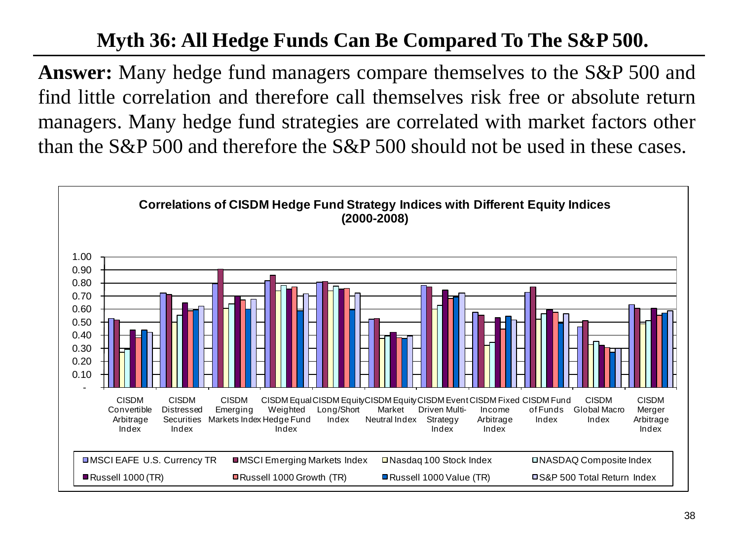# Myth 36: All Hedge Funds Can Be Compared To The S&P 500.

**Answer:** Many hedge fund managers compare themselves to the S&P 500 and find little correlation and therefore call themselves risk free or absolute return managers. Many hedge fund strategies are correlated with market factors other than the S&P 500 and therefore the S&P 500 should not be used in these cases.

**Correlations of CISDM Hedge Fund Strategy Indices with Different Equity Indices (2000-2008)**

| | MSCI EAFE U.S. Currency TR | MSCI Emerging Markets Index | Nasdaq 100 Stock Index | NASDAQ Composite Index | Russell 1000 (TR) | Russell 1000 Growth (TR) | Russell 1000 Value (TR) | S&P 500 Total Return Index |
|---|---|---|---|---|---|---|---|---|
| CISDM Convertible Arbitrage Index | 0.53 | 0.52 | 0.27 | 0.29 | 0.44 | 0.38 | 0.44 | 0.42 |
| CISDM Distressed Securities Index | 0.72 | 0.71 | 0.50 | 0.55 | 0.65 | 0.59 | 0.60 | 0.62 |
| CISDM Emerging Markets Index | 0.80 | 0.91 | 0.61 | 0.64 | 0.70 | 0.67 | 0.60 | 0.68 |
| CISDM Equal Weighted Hedge Fund Index | 0.82 | 0.86 | 0.74 | 0.78 | 0.76 | 0.77 | 0.59 | 0.72 |
| CISDM Equity Long/Short Index | 0.81 | 0.81 | 0.74 | 0.78 | 0.75 | 0.76 | 0.60 | 0.72 |
| CISDM Equity Market Neutral Index | 0.52 | 0.53 | 0.38 | 0.40 | 0.42 | 0.38 | 0.38 | 0.40 |
| CISDM Event Driven Multi-Strategy Index | 0.78 | 0.77 | 0.60 | 0.63 | 0.75 | 0.68 | 0.69 | 0.72 |
| CISDM Fixed Income Arbitrage Index | 0.58 | 0.55 | 0.32 | 0.35 | 0.53 | 0.45 | 0.55 | 0.52 |
| CISDM Fund of Funds Index | 0.73 | 0.77 | 0.52 | 0.57 | 0.60 | 0.58 | 0.50 | 0.57 |
| CISDM Global Macro Index | 0.47 | 0.51 | 0.33 | 0.35 | 0.32 | 0.31 | 0.27 | 0.30 |
| CISDM Merger Arbitrage Index | 0.63 | 0.61 | 0.49 | 0.51 | 0.61 | 0.55 | 0.57 | 0.59 |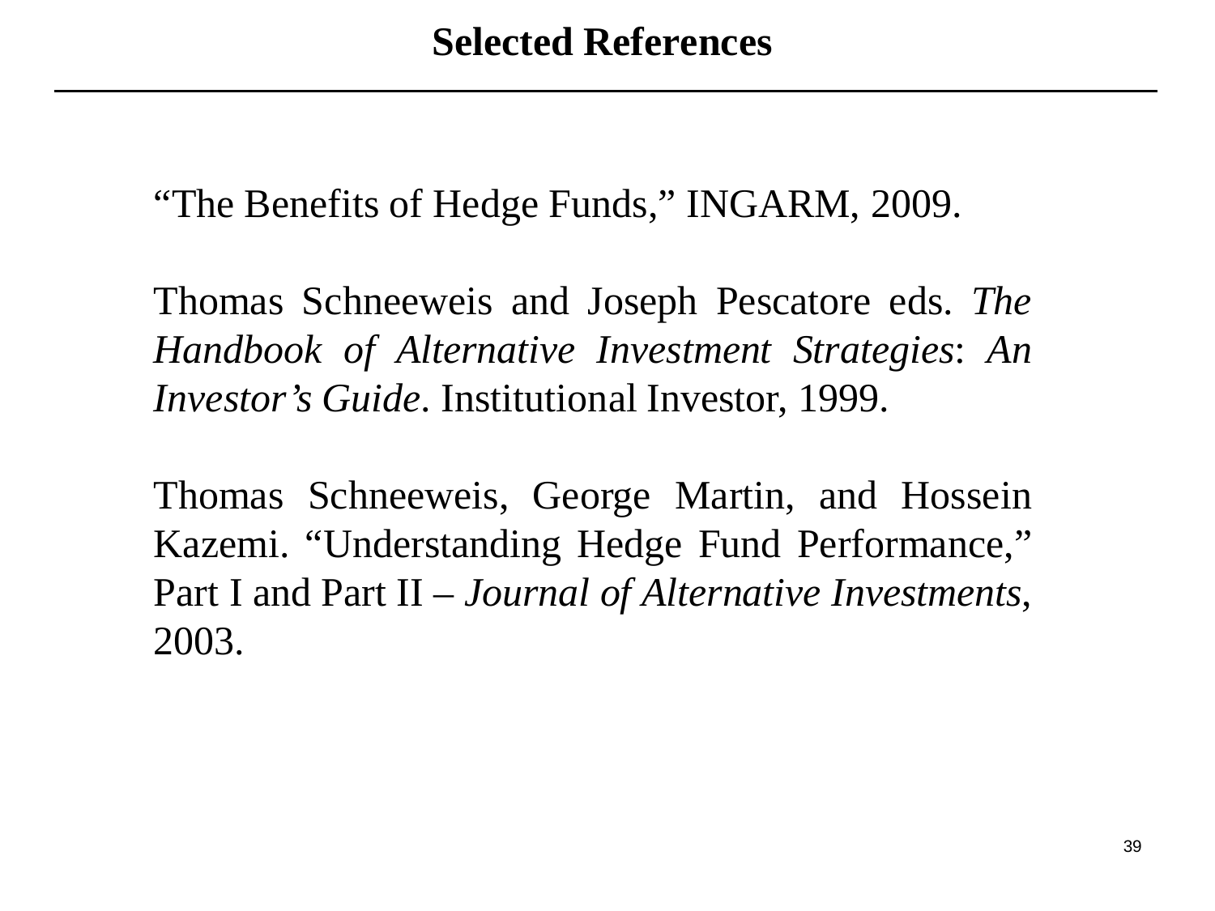# Selected References

"The Benefits of Hedge Funds," INGARM, 2009.

Thomas Schneeweis and Joseph Pescatore eds. *The Handbook of Alternative Investment Strategies*: *An Investor's Guide*. Institutional Investor, 1999.

Thomas Schneeweis, George Martin, and Hossein Kazemi. "Understanding Hedge Fund Performance," Part I and Part II – *Journal of Alternative Investments*, 2003.